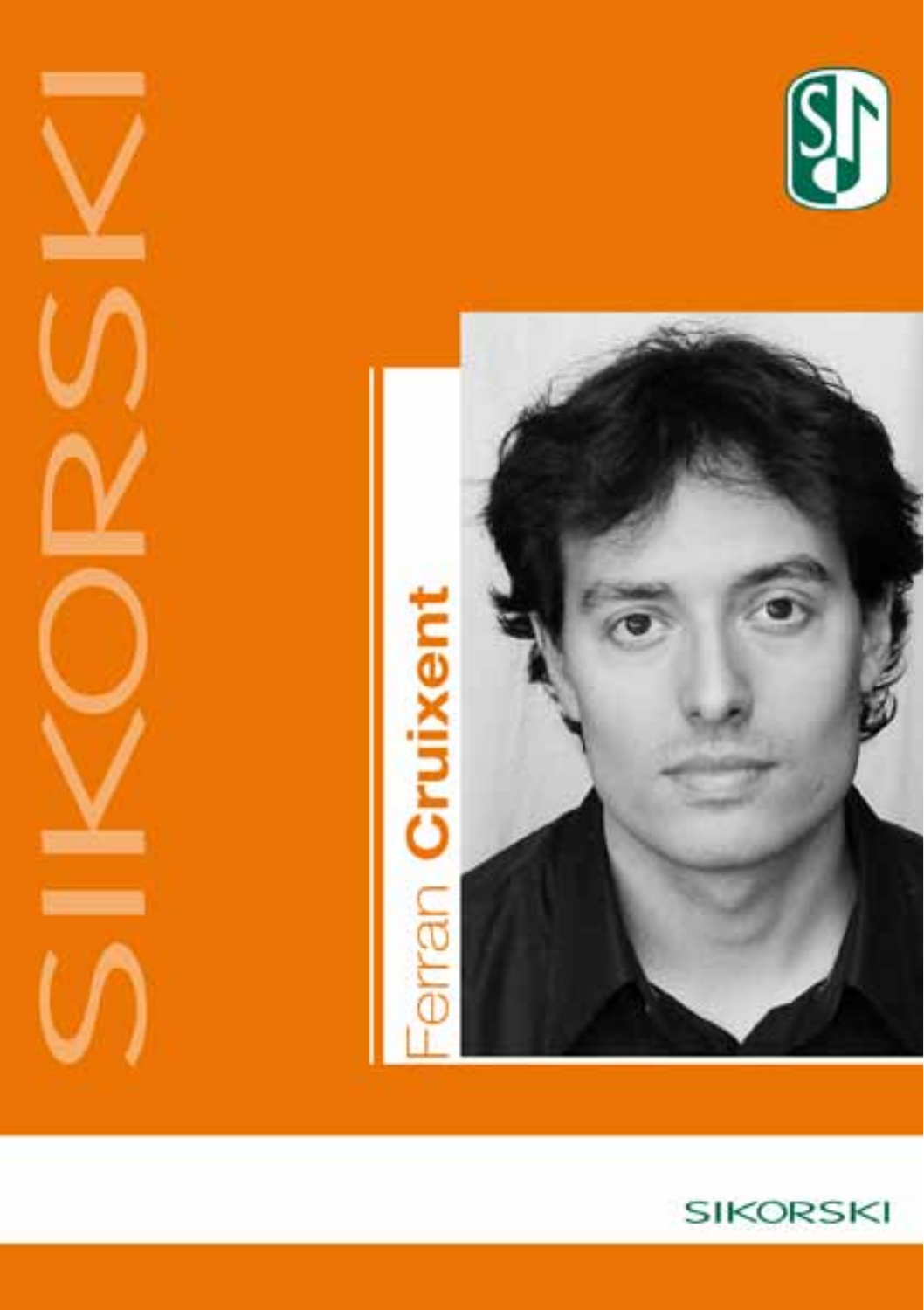# SIKORSKI

## Ferran **Cruixent**

SIKORSKI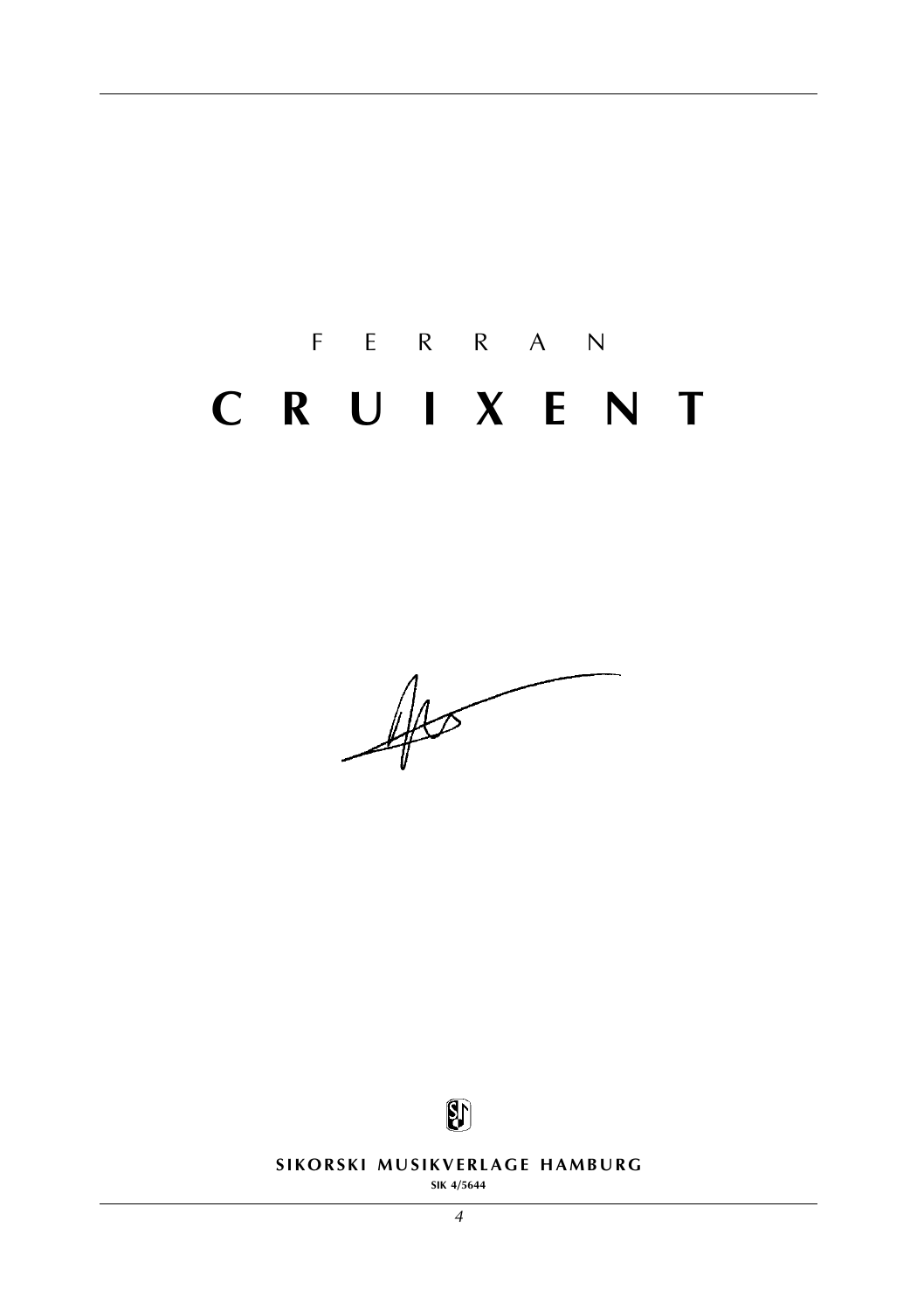F E R R A N

# C R U I X E N T

**SIKORSKI MUSIKVERLAGE HAMBURG**

**SIK 4/5644**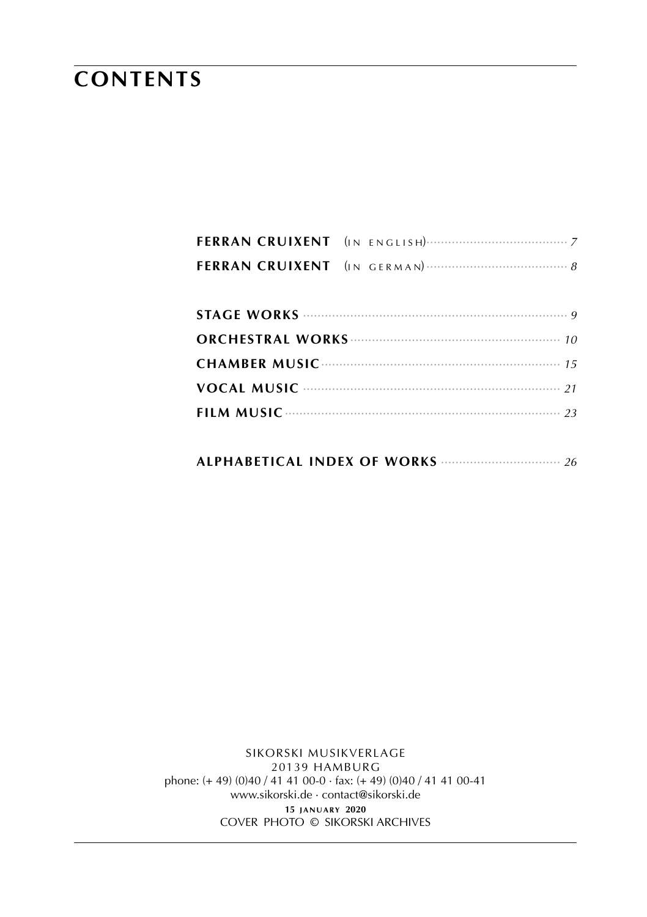# CONTENTS

**FERRAN CRUIXENT** (IN ENGLISH) ........ *7*

**FERRAN CRUIXENT** (IN GERMAN) ........ *8*

**STAGE WORKS** ........ *9*

**ORCHESTRAL WORKS** ........ *10*

**CHAMBER MUSIC** ........ *15*

**VOCAL MUSIC** ........ *21*

**FILM MUSIC** ........ *23*

**ALPHABETICAL INDEX OF WORKS** ........ *26*

SIKORSKI MUSIKVERLAGE
20139 HAMBURG
phone: (+ 49) (0)40 / 41 41 00-0 · fax: (+ 49) (0)40 / 41 41 00-41
www.sikorski.de · contact@sikorski.de
**15 JANUARY 2020**
COVER PHOTO © SIKORSKI ARCHIVES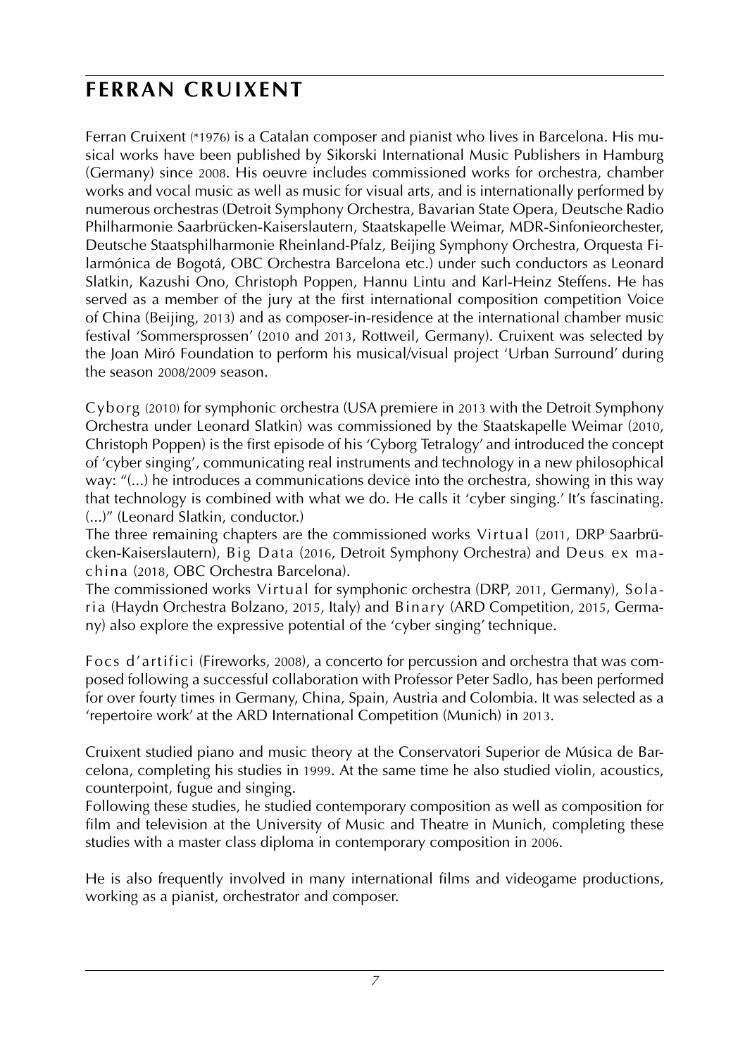# FERRAN CRUIXENT

Ferran Cruixent (*1976) is a Catalan composer and pianist who lives in Barcelona. His musical works have been published by Sikorski International Music Publishers in Hamburg (Germany) since 2008. His oeuvre includes commissioned works for orchestra, chamber works and vocal music as well as music for visual arts, and is internationally performed by numerous orchestras (Detroit Symphony Orchestra, Bavarian State Opera, Deutsche Radio Philharmonie Saarbrücken-Kaiserslautern, Staatskapelle Weimar, MDR-Sinfonieorchester, Deutsche Staatsphilharmonie Rheinland-Pfalz, Beijing Symphony Orchestra, Orquesta Filarmónica de Bogotá, OBC Orchestra Barcelona etc.) under such conductors as Leonard Slatkin, Kazushi Ono, Christoph Poppen, Hannu Lintu and Karl-Heinz Steffens. He has served as a member of the jury at the first international composition competition Voice of China (Beijing, 2013) and as composer-in-residence at the international chamber music festival 'Sommersprossen' (2010 and 2013, Rottweil, Germany). Cruixent was selected by the Joan Miró Foundation to perform his musical/visual project 'Urban Surround' during the season 2008/2009 season.

Cyborg (2010) for symphonic orchestra (USA premiere in 2013 with the Detroit Symphony Orchestra under Leonard Slatkin) was commissioned by the Staatskapelle Weimar (2010, Christoph Poppen) is the first episode of his 'Cyborg Tetralogy' and introduced the concept of 'cyber singing', communicating real instruments and technology in a new philosophical way: "(...) he introduces a communications device into the orchestra, showing in this way that technology is combined with what we do. He calls it 'cyber singing.' It's fascinating. (...)" (Leonard Slatkin, conductor.)
The three remaining chapters are the commissioned works Virtual (2011, DRP Saarbrücken-Kaiserslautern), Big Data (2016, Detroit Symphony Orchestra) and Deus ex machina (2018, OBC Orchestra Barcelona).
The commissioned works Virtual for symphonic orchestra (DRP, 2011, Germany), Solaria (Haydn Orchestra Bolzano, 2015, Italy) and Binary (ARD Competition, 2015, Germany) also explore the expressive potential of the 'cyber singing' technique.

Focs d'artifici (Fireworks, 2008), a concerto for percussion and orchestra that was composed following a successful collaboration with Professor Peter Sadlo, has been performed for over fourty times in Germany, China, Spain, Austria and Colombia. It was selected as a 'repertoire work' at the ARD International Competition (Munich) in 2013.

Cruixent studied piano and music theory at the Conservatori Superior de Música de Barcelona, completing his studies in 1999. At the same time he also studied violin, acoustics, counterpoint, fugue and singing.
Following these studies, he studied contemporary composition as well as composition for film and television at the University of Music and Theatre in Munich, completing these studies with a master class diploma in contemporary composition in 2006.

He is also frequently involved in many international films and videogame productions, working as a pianist, orchestrator and composer.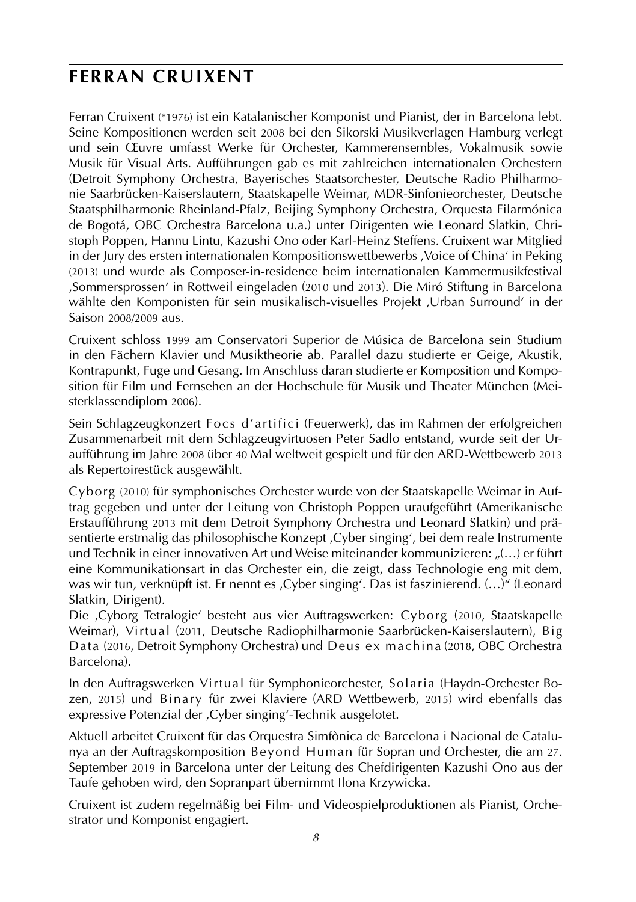# FERRAN CRUIXENT

Ferran Cruixent (*1976) ist ein Katalanischer Komponist und Pianist, der in Barcelona lebt. Seine Kompositionen werden seit 2008 bei den Sikorski Musikverlagen Hamburg verlegt und sein Œuvre umfasst Werke für Orchester, Kammerensembles, Vokalmusik sowie Musik für Visual Arts. Aufführungen gab es mit zahlreichen internationalen Orchestern (Detroit Symphony Orchestra, Bayerisches Staatsorchester, Deutsche Radio Philharmonie Saarbrücken-Kaiserslautern, Staatskapelle Weimar, MDR-Sinfonieorchester, Deutsche Staatsphilharmonie Rheinland-Pfalz, Beijing Symphony Orchestra, Orquesta Filarmónica de Bogotá, OBC Orchestra Barcelona u.a.) unter Dirigenten wie Leonard Slatkin, Christoph Poppen, Hannu Lintu, Kazushi Ono oder Karl-Heinz Steffens. Cruixent war Mitglied in der Jury des ersten internationalen Kompositionswettbewerbs ‚Voice of China' in Peking (2013) und wurde als Composer-in-residence beim internationalen Kammermusikfestival ‚Sommersprossen' in Rottweil eingeladen (2010 und 2013). Die Miró Stiftung in Barcelona wählte den Komponisten für sein musikalisch-visuelles Projekt ‚Urban Surround' in der Saison 2008/2009 aus.

Cruixent schloss 1999 am Conservatori Superior de Música de Barcelona sein Studium in den Fächern Klavier und Musiktheorie ab. Parallel dazu studierte er Geige, Akustik, Kontrapunkt, Fuge und Gesang. Im Anschluss daran studierte er Komposition und Komposition für Film und Fernsehen an der Hochschule für Musik und Theater München (Meisterklassendiplom 2006).

Sein Schlagzeugkonzert Focs d'artifici (Feuerwerk), das im Rahmen der erfolgreichen Zusammenarbeit mit dem Schlagzeugvirtuosen Peter Sadlo entstand, wurde seit der Uraufführung im Jahre 2008 über 40 Mal weltweit gespielt und für den ARD-Wettbewerb 2013 als Repertoirestück ausgewählt.

Cyborg (2010) für symphonisches Orchester wurde von der Staatskapelle Weimar in Auftrag gegeben und unter der Leitung von Christoph Poppen uraufgeführt (Amerikanische Erstaufführung 2013 mit dem Detroit Symphony Orchestra und Leonard Slatkin) und präsentierte erstmalig das philosophische Konzept ‚Cyber singing', bei dem reale Instrumente und Technik in einer innovativen Art und Weise miteinander kommunizieren: „(…) er führt eine Kommunikationsart in das Orchester ein, die zeigt, dass Technologie eng mit dem, was wir tun, verknüpft ist. Er nennt es ‚Cyber singing'. Das ist faszinierend. (…)" (Leonard Slatkin, Dirigent).

Die ‚Cyborg Tetralogie' besteht aus vier Auftragswerken: Cyborg (2010, Staatskapelle Weimar), Virtual (2011, Deutsche Radiophilharmonie Saarbrücken-Kaiserslautern), Big Data (2016, Detroit Symphony Orchestra) und Deus ex machina (2018, OBC Orchestra Barcelona).

In den Auftragswerken Virtual für Symphonieorchester, Solaria (Haydn-Orchester Bozen, 2015) und Binary für zwei Klaviere (ARD Wettbewerb, 2015) wird ebenfalls das expressive Potenzial der ‚Cyber singing'-Technik ausgelotet.

Aktuell arbeitet Cruixent für das Orquestra Simfònica de Barcelona i Nacional de Catalunya an der Auftragskomposition Beyond Human für Sopran und Orchester, die am 27. September 2019 in Barcelona unter der Leitung des Chefdirigenten Kazushi Ono aus der Taufe gehoben wird, den Sopranpart übernimmt Ilona Krzywicka.

Cruixent ist zudem regelmäßig bei Film- und Videospielproduktionen als Pianist, Orchestrator und Komponist engagiert.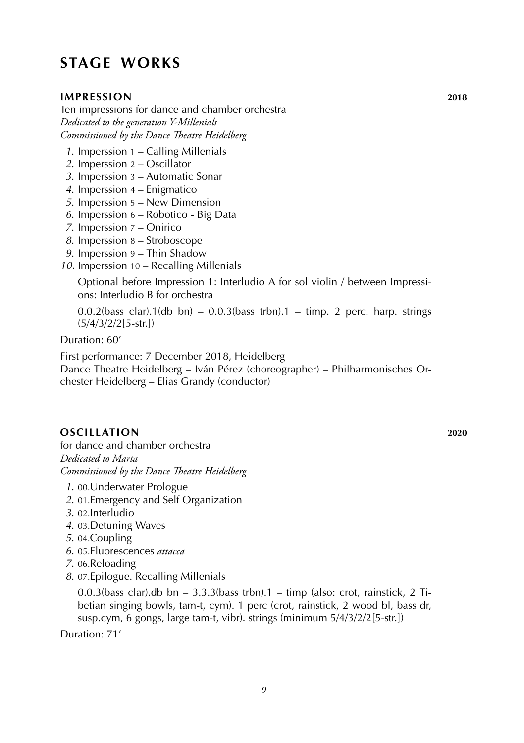# STAGE WORKS

## IMPRESSION 2018

Ten impressions for dance and chamber orchestra
*Dedicated to the generation Y-Millenials*
*Commissioned by the Dance Theatre Heidelberg*

1. Imperssion 1 – Calling Millenials
2. Imperssion 2 – Oscillator
3. Imperssion 3 – Automatic Sonar
4. Imperssion 4 – Enigmatico
5. Imperssion 5 – New Dimension
6. Imperssion 6 – Robotico - Big Data
7. Imperssion 7 – Onirico
8. Imperssion 8 – Stroboscope
9. Imperssion 9 – Thin Shadow
10. Imperssion 10 – Recalling Millenials

Optional before Impression 1: Interludio A for sol violin / between Impressions: Interludio B for orchestra

0.0.2(bass clar).1(db bn) – 0.0.3(bass trbn).1 – timp. 2 perc. harp. strings (5/4/3/2/2[5-str.])

Duration: 60'

First performance: 7 December 2018, Heidelberg
Dance Theatre Heidelberg – Iván Pérez (choreographer) – Philharmonisches Orchester Heidelberg – Elias Grandy (conductor)

## OSCILLATION 2020

for dance and chamber orchestra
*Dedicated to Marta*
*Commissioned by the Dance Theatre Heidelberg*

1. 00.Underwater Prologue
2. 01.Emergency and Self Organization
3. 02.Interludio
4. 03.Detuning Waves
5. 04.Coupling
6. 05.Fluorescences *attacca*
7. 06.Reloading
8. 07.Epilogue. Recalling Millenials

0.0.3(bass clar).db bn – 3.3.3(bass trbn).1 – timp (also: crot, rainstick, 2 Tibetian singing bowls, tam-t, cym). 1 perc (crot, rainstick, 2 wood bl, bass dr, susp.cym, 6 gongs, large tam-t, vibr). strings (minimum 5/4/3/2/2[5-str.])

Duration: 71'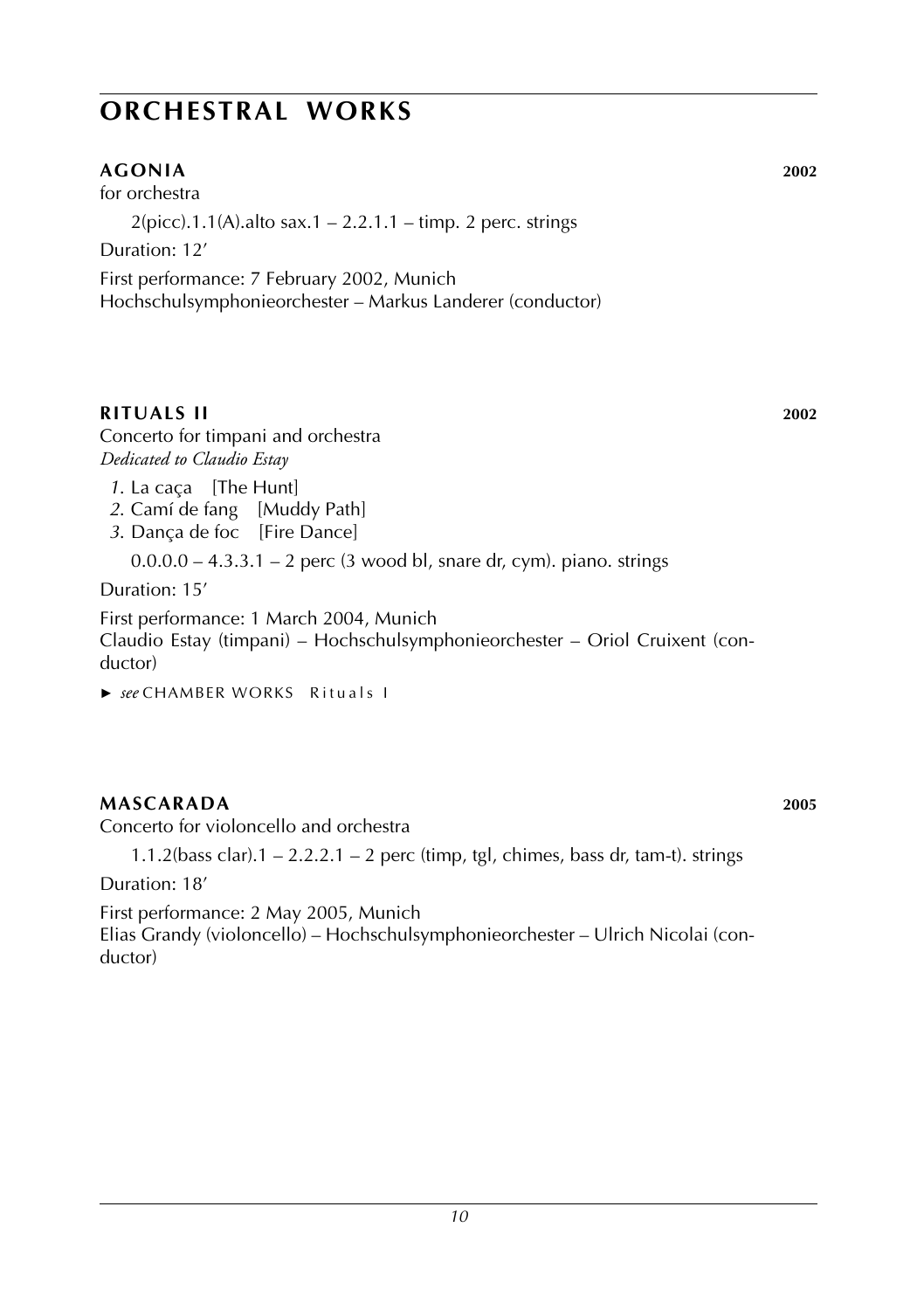# ORCHESTRAL WORKS

### AGONIA 2002

for orchestra

2(picc).1.1(A).alto sax.1 – 2.2.1.1 – timp. 2 perc. strings

Duration: 12′

First performance: 7 February 2002, Munich
Hochschulsymphonieorchester – Markus Landerer (conductor)

### RITUALS II 2002

Concerto for timpani and orchestra
*Dedicated to Claudio Estay*

*1*. La caça [The Hunt]
*2*. Camí de fang [Muddy Path]
*3*. Dança de foc [Fire Dance]

0.0.0.0 – 4.3.3.1 – 2 perc (3 wood bl, snare dr, cym). piano. strings

Duration: 15′

First performance: 1 March 2004, Munich
Claudio Estay (timpani) – Hochschulsymphonieorchester – Oriol Cruixent (conductor)

► *see* CHAMBER WORKS Rituals I

### MASCARADA 2005

Concerto for violoncello and orchestra

1.1.2(bass clar).1 – 2.2.2.1 – 2 perc (timp, tgl, chimes, bass dr, tam-t). strings

Duration: 18′

First performance: 2 May 2005, Munich
Elias Grandy (violoncello) – Hochschulsymphonieorchester – Ulrich Nicolai (conductor)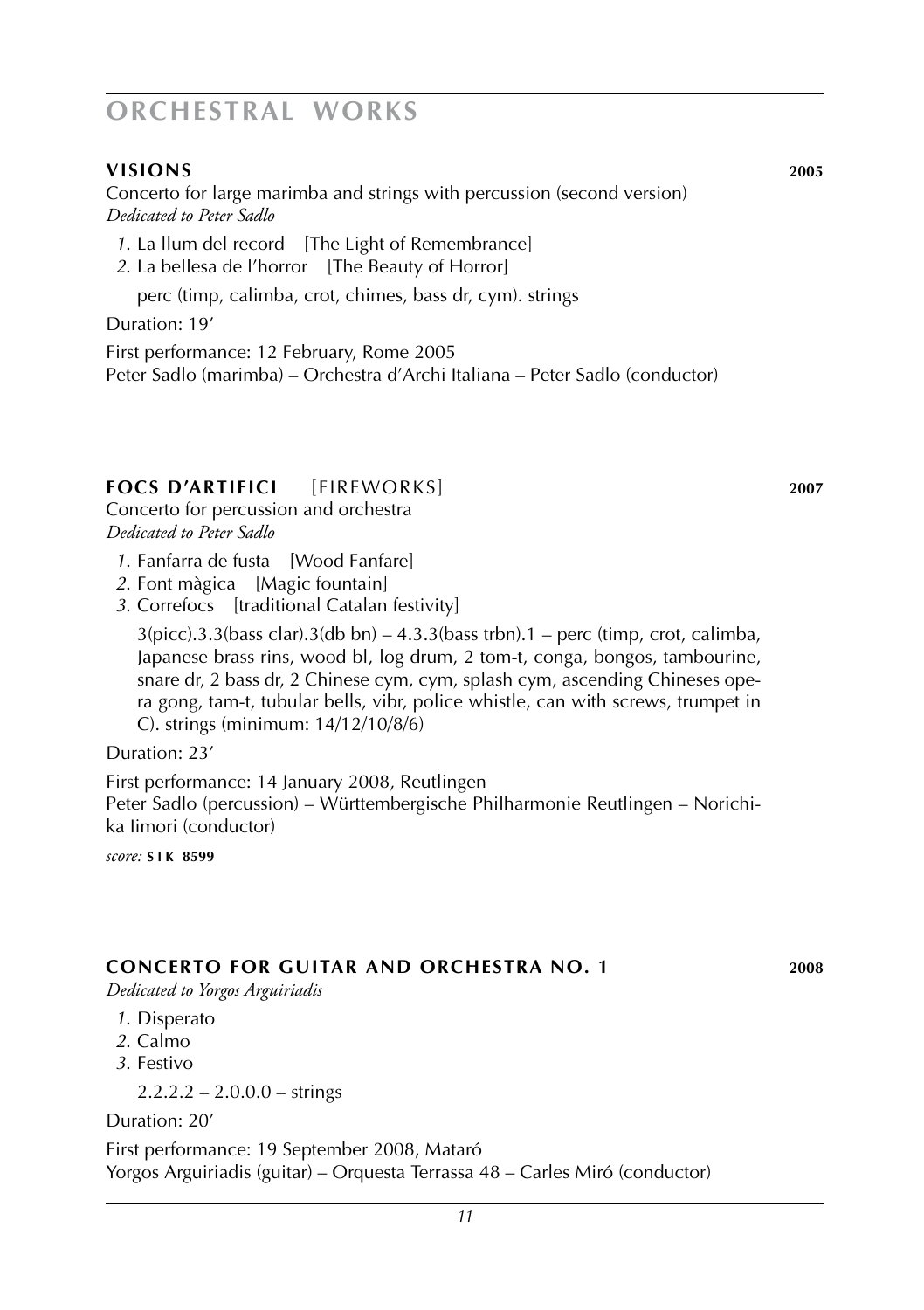# ORCHESTRAL WORKS

## VISIONS 2005

Concerto for large marimba and strings with percussion (second version)
*Dedicated to Peter Sadlo*

*1.* La llum del record [The Light of Remembrance]
*2.* La bellesa de l'horror [The Beauty of Horror]

perc (timp, calimba, crot, chimes, bass dr, cym). strings

Duration: 19'

First performance: 12 February, Rome 2005
Peter Sadlo (marimba) – Orchestra d'Archi Italiana – Peter Sadlo (conductor)

## FOCS D'ARTIFICI [FIREWORKS] 2007

Concerto for percussion and orchestra
*Dedicated to Peter Sadlo*

*1.* Fanfarra de fusta [Wood Fanfare]
*2.* Font màgica [Magic fountain]
*3.* Correfocs [traditional Catalan festivity]

3(picc).3.3(bass clar).3(db bn) – 4.3.3(bass trbn).1 – perc (timp, crot, calimba, Japanese brass rins, wood bl, log drum, 2 tom-t, conga, bongos, tambourine, snare dr, 2 bass dr, 2 Chinese cym, cym, splash cym, ascending Chineses opera gong, tam-t, tubular bells, vibr, police whistle, can with screws, trumpet in C). strings (minimum: 14/12/10/8/6)

Duration: 23'

First performance: 14 January 2008, Reutlingen
Peter Sadlo (percussion) – Württembergische Philharmonie Reutlingen – Norichika Iimori (conductor)

*score:* **SIK 8599**

## CONCERTO FOR GUITAR AND ORCHESTRA NO. 1 2008

*Dedicated to Yorgos Arguiriadis*

*1.* Disperato
*2.* Calmo
*3.* Festivo

2.2.2.2 – 2.0.0.0 – strings

Duration: 20'

First performance: 19 September 2008, Mataró
Yorgos Arguiriadis (guitar) – Orquesta Terrassa 48 – Carles Miró (conductor)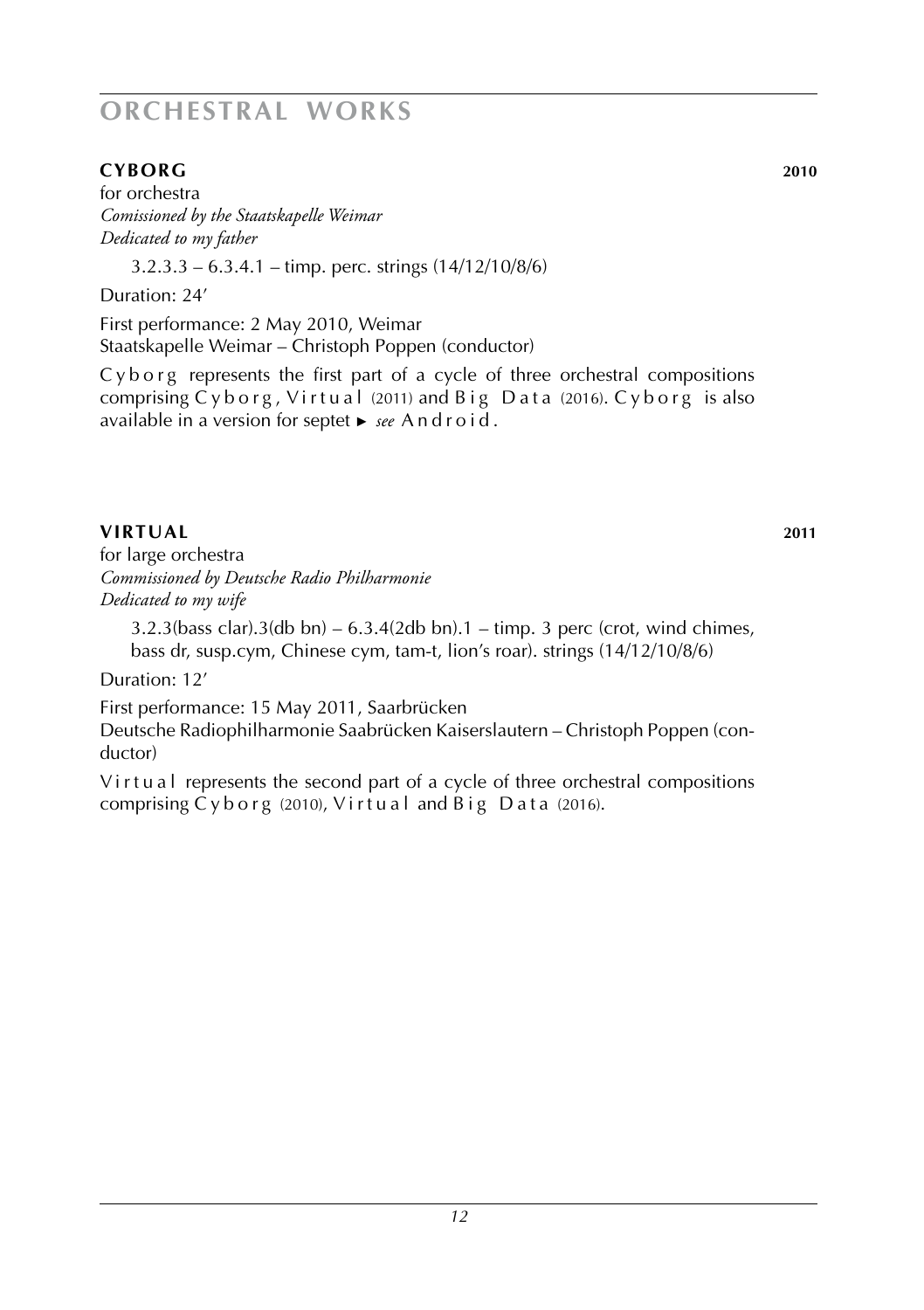# ORCHESTRAL WORKS

## CYBORG 2010

for orchestra
*Comissioned by the Staatskapelle Weimar*
*Dedicated to my father*

3.2.3.3 – 6.3.4.1 – timp. perc. strings (14/12/10/8/6)

Duration: 24'

First performance: 2 May 2010, Weimar
Staatskapelle Weimar – Christoph Poppen (conductor)

Cyborg represents the first part of a cycle of three orchestral compositions comprising Cyborg, Virtual (2011) and Big Data (2016). Cyborg is also available in a version for septet ► *see* Android.

## VIRTUAL 2011

for large orchestra
*Commissioned by Deutsche Radio Philharmonie*
*Dedicated to my wife*

3.2.3(bass clar).3(db bn) – 6.3.4(2db bn).1 – timp. 3 perc (crot, wind chimes, bass dr, susp.cym, Chinese cym, tam-t, lion's roar). strings (14/12/10/8/6)

Duration: 12'

First performance: 15 May 2011, Saarbrücken
Deutsche Radiophilharmonie Saabrücken Kaiserslautern – Christoph Poppen (conductor)

Virtual represents the second part of a cycle of three orchestral compositions comprising Cyborg (2010), Virtual and Big Data (2016).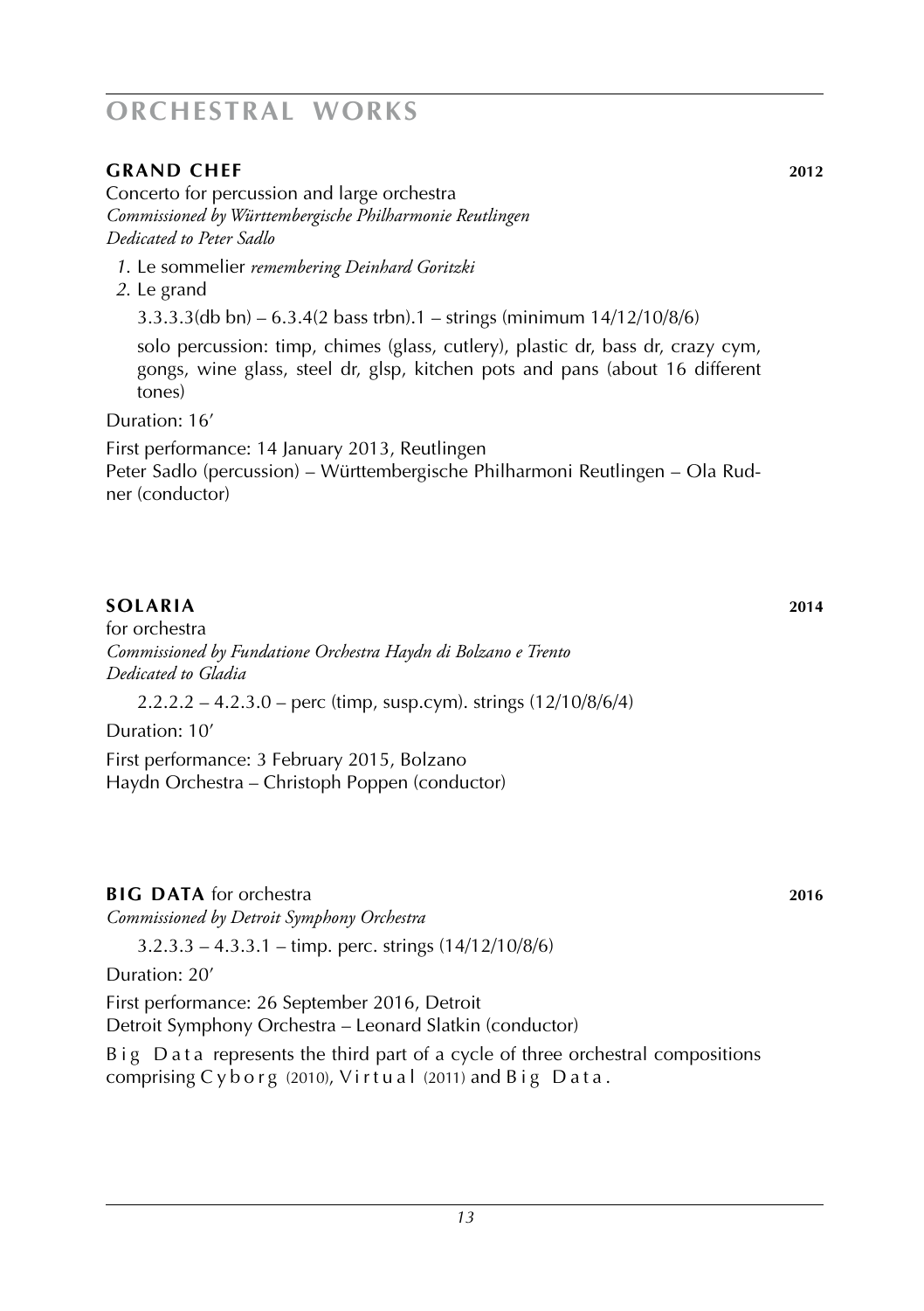# ORCHESTRAL WORKS

## GRAND CHEF 2012

Concerto for percussion and large orchestra
*Commissioned by Württembergische Philharmonie Reutlingen*
*Dedicated to Peter Sadlo*

1. Le sommelier *remembering Deinhard Goritzki*
2. Le grand

3.3.3.3(db bn) – 6.3.4(2 bass trbn).1 – strings (minimum 14/12/10/8/6)

solo percussion: timp, chimes (glass, cutlery), plastic dr, bass dr, crazy cym, gongs, wine glass, steel dr, glsp, kitchen pots and pans (about 16 different tones)

Duration: 16'

First performance: 14 January 2013, Reutlingen
Peter Sadlo (percussion) – Württembergische Philharmoni Reutlingen – Ola Rudner (conductor)

## SOLARIA 2014

for orchestra
*Commissioned by Fundatione Orchestra Haydn di Bolzano e Trento*
*Dedicated to Gladia*

2.2.2.2 – 4.2.3.0 – perc (timp, susp.cym). strings (12/10/8/6/4)

Duration: 10'

First performance: 3 February 2015, Bolzano
Haydn Orchestra – Christoph Poppen (conductor)

## BIG DATA for orchestra 2016

*Commissioned by Detroit Symphony Orchestra*

3.2.3.3 – 4.3.3.1 – timp. perc. strings (14/12/10/8/6)

Duration: 20'

First performance: 26 September 2016, Detroit
Detroit Symphony Orchestra – Leonard Slatkin (conductor)

Big Data represents the third part of a cycle of three orchestral compositions comprising Cyborg (2010), Virtual (2011) and Big Data.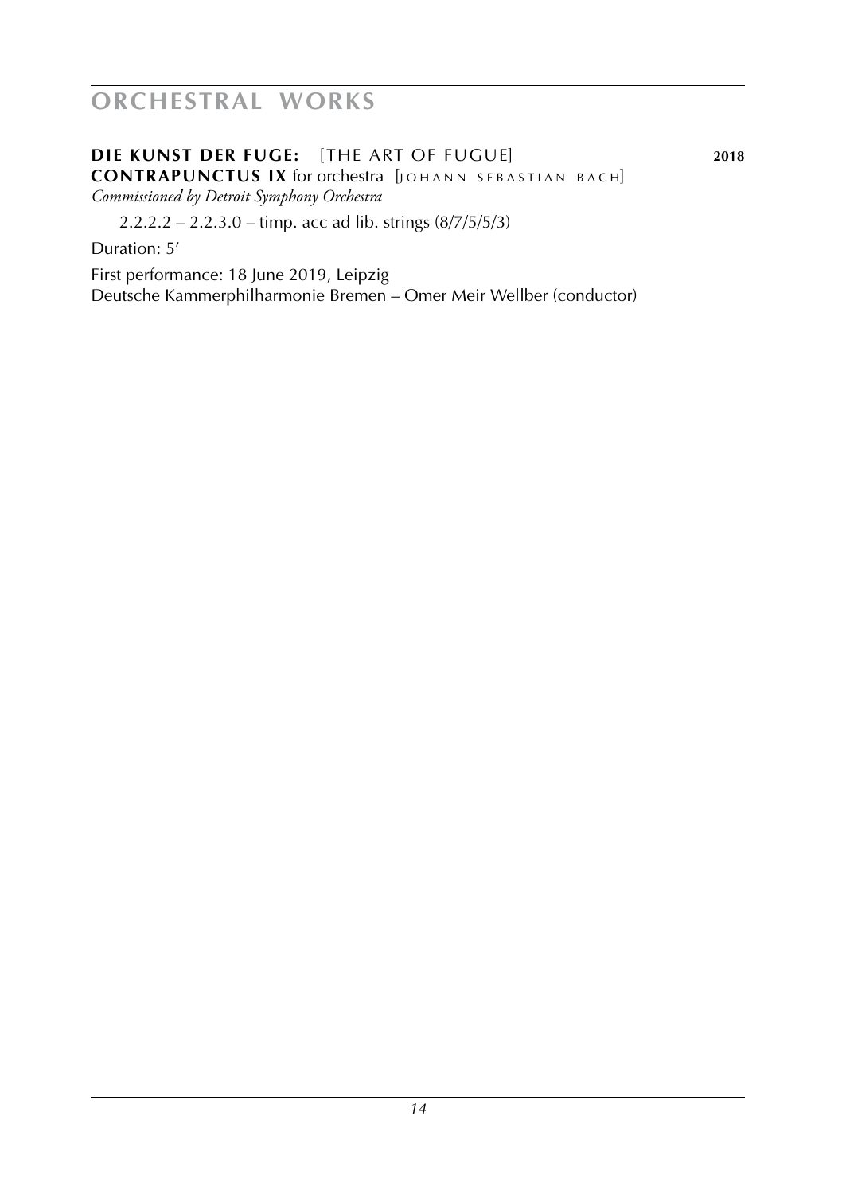# ORCHESTRAL WORKS

**DIE KUNST DER FUGE:** [THE ART OF FUGUE] **2018**
**CONTRAPUNCTUS IX** for orchestra [JOHANN SEBASTIAN BACH]
*Commissioned by Detroit Symphony Orchestra*

2.2.2.2 – 2.2.3.0 – timp. acc ad lib. strings (8/7/5/5/3)

Duration: 5'

First performance: 18 June 2019, Leipzig
Deutsche Kammerphilharmonie Bremen – Omer Meir Wellber (conductor)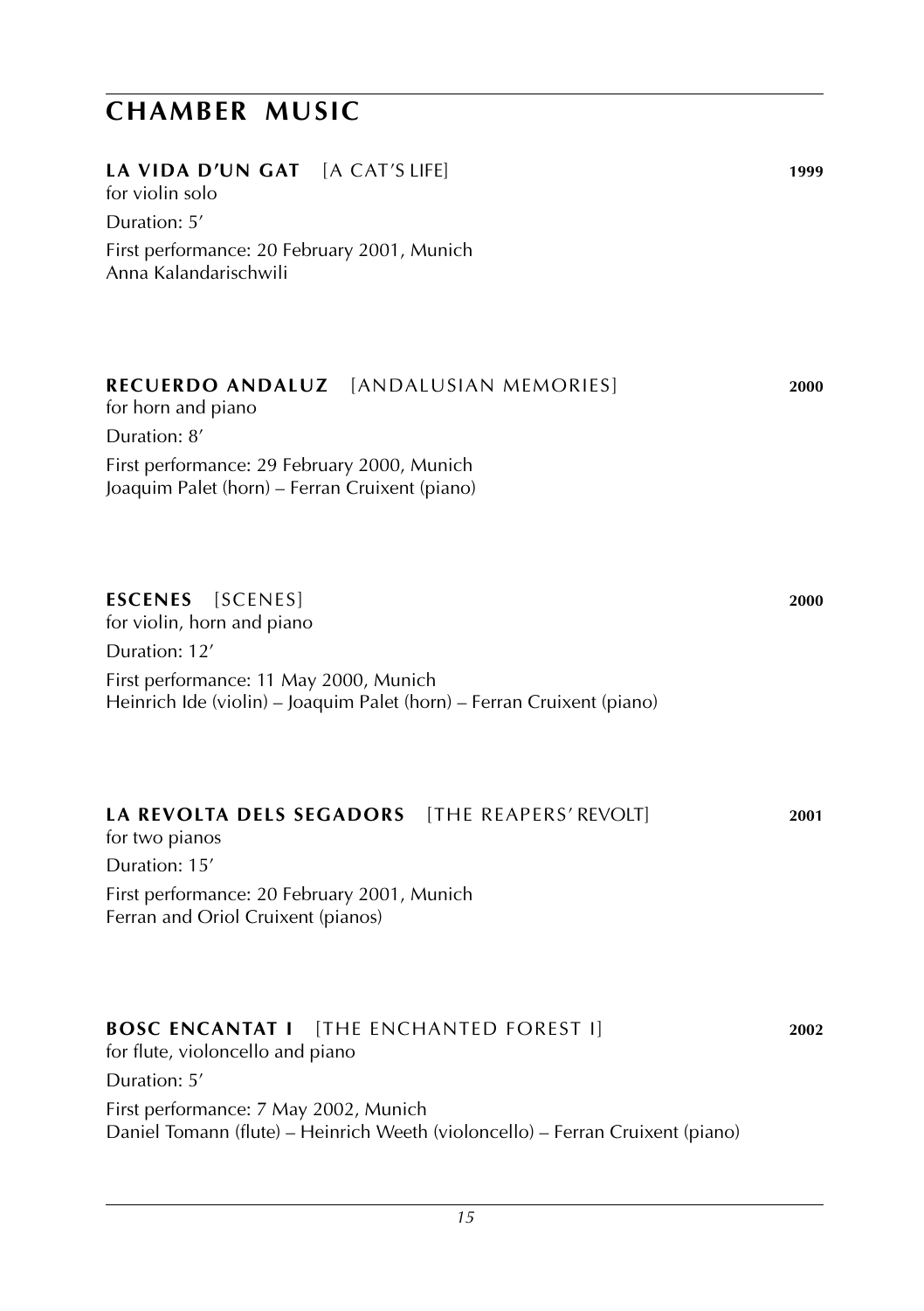# CHAMBER MUSIC

### LA VIDA D'UN GAT [A CAT'S LIFE] 1999

for violin solo

Duration: 5′

First performance: 20 February 2001, Munich
Anna Kalandarischwili

### RECUERDO ANDALUZ [ANDALUSIAN MEMORIES] 2000

for horn and piano

Duration: 8′

First performance: 29 February 2000, Munich
Joaquim Palet (horn) – Ferran Cruixent (piano)

### ESCENES [SCENES] 2000

for violin, horn and piano

Duration: 12′

First performance: 11 May 2000, Munich
Heinrich Ide (violin) – Joaquim Palet (horn) – Ferran Cruixent (piano)

### LA REVOLTA DELS SEGADORS [THE REAPERS' REVOLT] 2001

for two pianos

Duration: 15′

First performance: 20 February 2001, Munich
Ferran and Oriol Cruixent (pianos)

### BOSC ENCANTAT I [THE ENCHANTED FOREST I] 2002

for flute, violoncello and piano

Duration: 5′

First performance: 7 May 2002, Munich
Daniel Tomann (flute) – Heinrich Weeth (violoncello) – Ferran Cruixent (piano)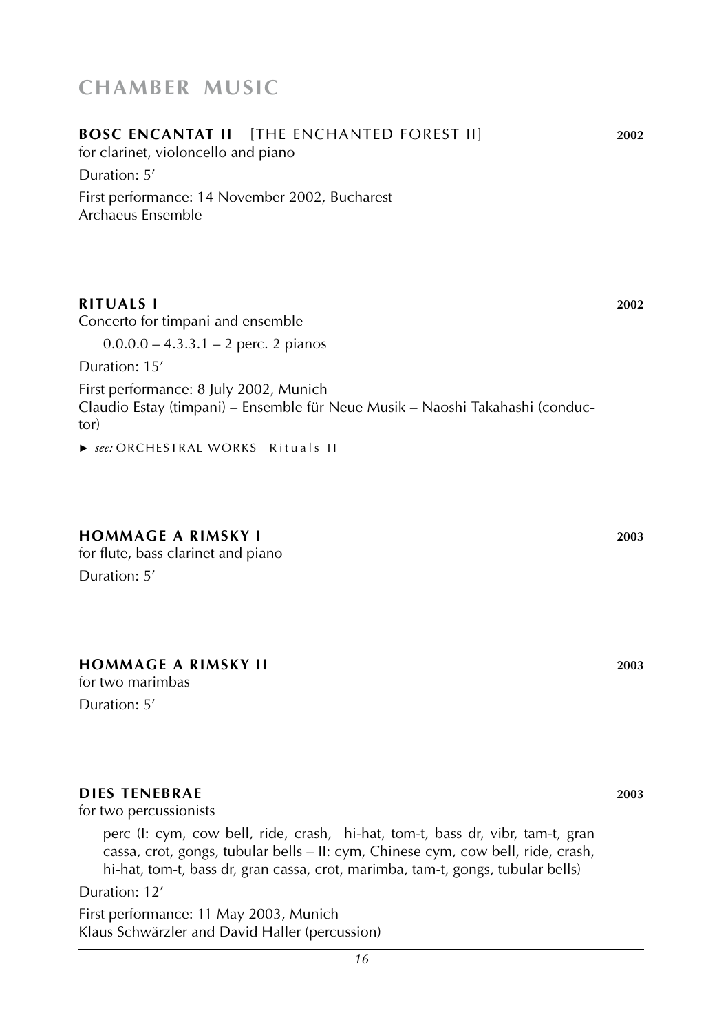# CHAMBER MUSIC

### BOSC ENCANTAT II [THE ENCHANTED FOREST II] **2002**

for clarinet, violoncello and piano

Duration: 5′

First performance: 14 November 2002, Bucharest
Archaeus Ensemble

### RITUALS I **2002**

Concerto for timpani and ensemble

0.0.0.0 – 4.3.3.1 – 2 perc. 2 pianos

Duration: 15′

First performance: 8 July 2002, Munich
Claudio Estay (timpani) – Ensemble für Neue Musik – Naoshi Takahashi (conductor)

► *see:* ORCHESTRAL WORKS Rituals II

### HOMMAGE A RIMSKY I **2003**

for flute, bass clarinet and piano

Duration: 5′

### HOMMAGE A RIMSKY II **2003**

for two marimbas

Duration: 5′

### DIES TENEBRAE **2003**

for two percussionists

perc (I: cym, cow bell, ride, crash, hi-hat, tom-t, bass dr, vibr, tam-t, gran cassa, crot, gongs, tubular bells – II: cym, Chinese cym, cow bell, ride, crash, hi-hat, tom-t, bass dr, gran cassa, crot, marimba, tam-t, gongs, tubular bells)

Duration: 12′

First performance: 11 May 2003, Munich
Klaus Schwärzler and David Haller (percussion)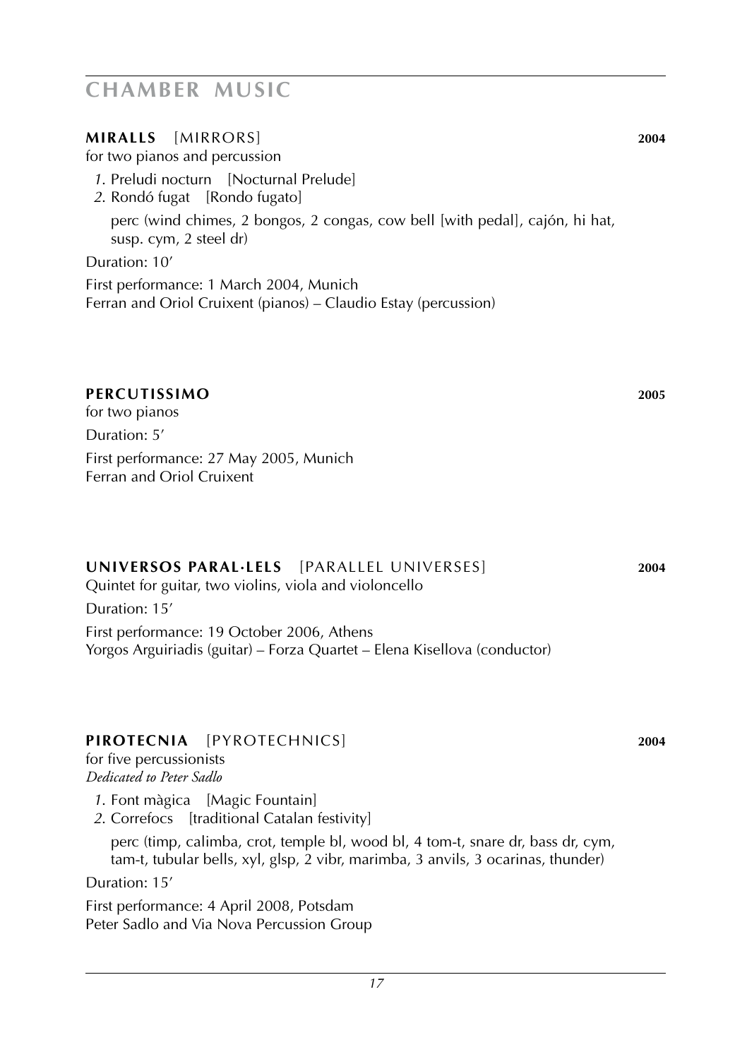# CHAMBER MUSIC

## **MIRALLS** [MIRRORS] **2004**

for two pianos and percussion

*1*. Preludi nocturn [Nocturnal Prelude]
*2*. Rondó fugat [Rondo fugato]

perc (wind chimes, 2 bongos, 2 congas, cow bell [with pedal], cajón, hi hat, susp. cym, 2 steel dr)

Duration: 10'

First performance: 1 March 2004, Munich
Ferran and Oriol Cruixent (pianos) – Claudio Estay (percussion)

## **PERCUTISSIMO** **2005**

for two pianos

Duration: 5'

First performance: 27 May 2005, Munich
Ferran and Oriol Cruixent

## **UNIVERSOS PARAL·LELS** [PARALLEL UNIVERSES] **2004**

Quintet for guitar, two violins, viola and violoncello

Duration: 15'

First performance: 19 October 2006, Athens
Yorgos Arguiriadis (guitar) – Forza Quartet – Elena Kisellova (conductor)

## **PIROTECNIA** [PYROTECHNICS] **2004**

for five percussionists
*Dedicated to Peter Sadlo*

*1*. Font màgica [Magic Fountain]
*2*. Correfocs [traditional Catalan festivity]

perc (timp, calimba, crot, temple bl, wood bl, 4 tom-t, snare dr, bass dr, cym, tam-t, tubular bells, xyl, glsp, 2 vibr, marimba, 3 anvils, 3 ocarinas, thunder)

Duration: 15'

First performance: 4 April 2008, Potsdam
Peter Sadlo and Via Nova Percussion Group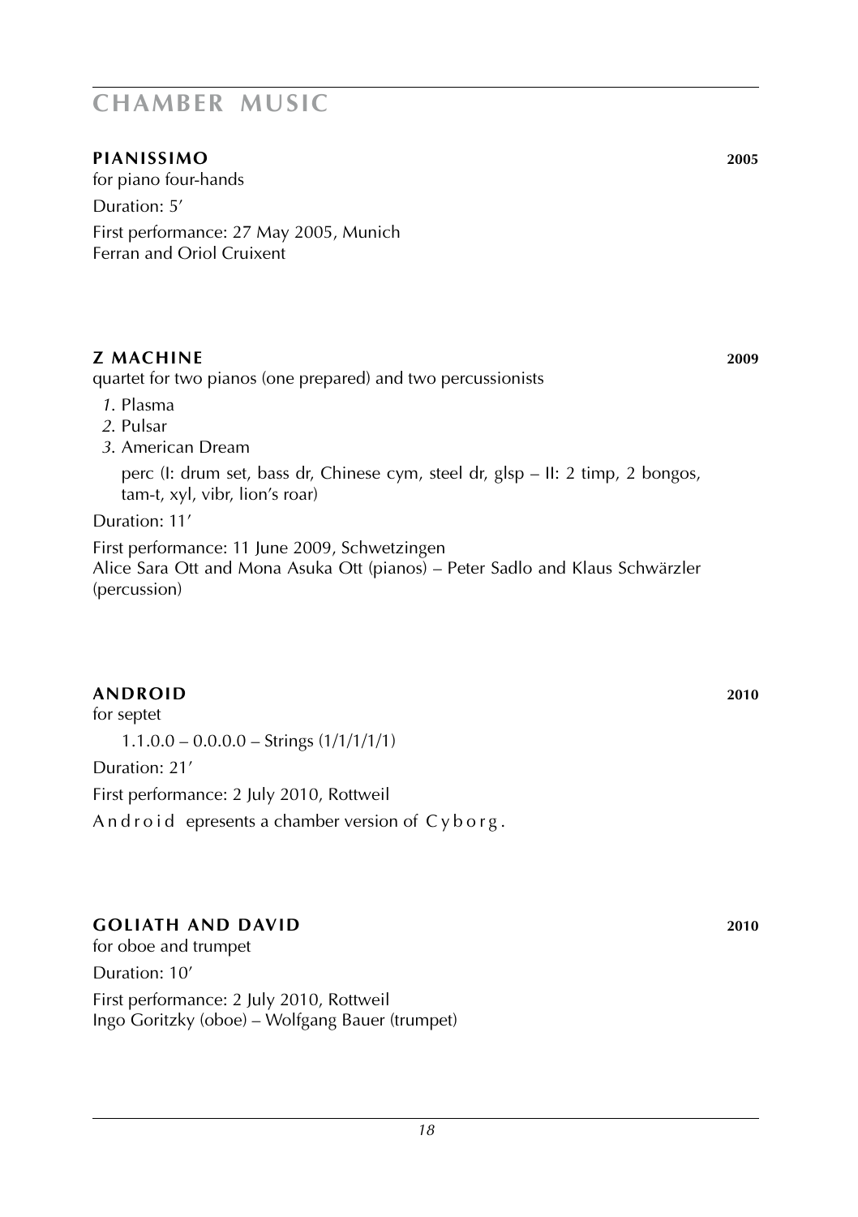## CHAMBER MUSIC

### PIANISSIMO 2005

for piano four-hands

Duration: 5′

First performance: 27 May 2005, Munich
Ferran and Oriol Cruixent

### Z MACHINE 2009

quartet for two pianos (one prepared) and two percussionists

*1.* Plasma
*2.* Pulsar
*3.* American Dream

perc (I: drum set, bass dr, Chinese cym, steel dr, glsp – II: 2 timp, 2 bongos, tam-t, xyl, vibr, lion's roar)

Duration: 11′

First performance: 11 June 2009, Schwetzingen
Alice Sara Ott and Mona Asuka Ott (pianos) – Peter Sadlo and Klaus Schwärzler (percussion)

### ANDROID 2010

for septet

1.1.0.0 – 0.0.0.0 – Strings (1/1/1/1/1)

Duration: 21′

First performance: 2 July 2010, Rottweil

Android epresents a chamber version of Cyborg.

### GOLIATH AND DAVID 2010

for oboe and trumpet

Duration: 10′

First performance: 2 July 2010, Rottweil
Ingo Goritzky (oboe) – Wolfgang Bauer (trumpet)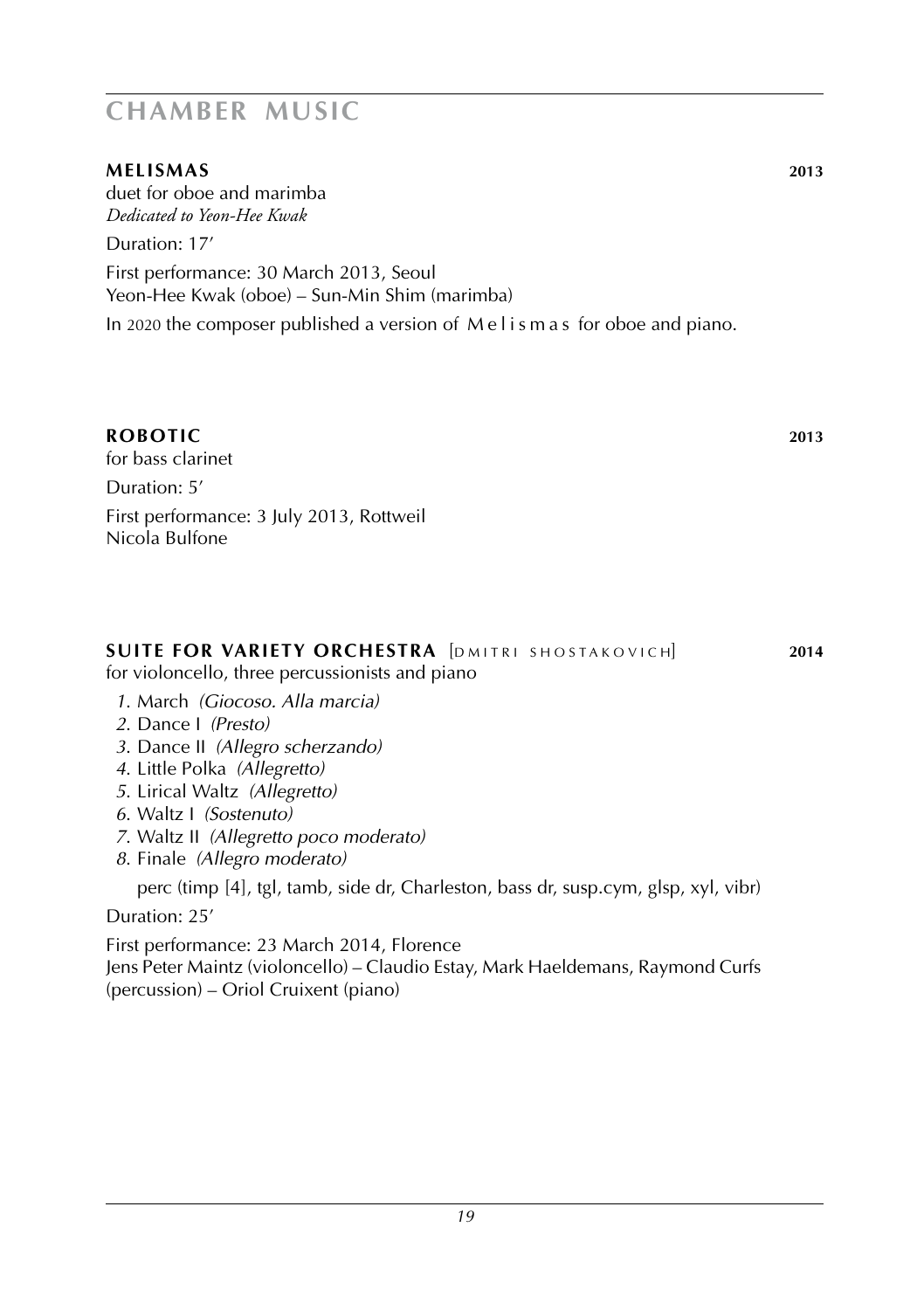# CHAMBER MUSIC

## MELISMAS 2013

duet for oboe and marimba
*Dedicated to Yeon-Hee Kwak*

Duration: 17′

First performance: 30 March 2013, Seoul
Yeon-Hee Kwak (oboe) – Sun-Min Shim (marimba)

In 2020 the composer published a version of Melismas for oboe and piano.

## ROBOTIC 2013

for bass clarinet

Duration: 5′

First performance: 3 July 2013, Rottweil
Nicola Bulfone

## SUITE FOR VARIETY ORCHESTRA [DMITRI SHOSTAKOVICH] 2014

for violoncello, three percussionists and piano

1. March *(Giocoso. Alla marcia)*
2. Dance I *(Presto)*
3. Dance II *(Allegro scherzando)*
4. Little Polka *(Allegretto)*
5. Lirical Waltz *(Allegretto)*
6. Waltz I *(Sostenuto)*
7. Waltz II *(Allegretto poco moderato)*
8. Finale *(Allegro moderato)*

perc (timp [4], tgl, tamb, side dr, Charleston, bass dr, susp.cym, glsp, xyl, vibr)

Duration: 25′

First performance: 23 March 2014, Florence
Jens Peter Maintz (violoncello) – Claudio Estay, Mark Haeldemans, Raymond Curfs (percussion) – Oriol Cruixent (piano)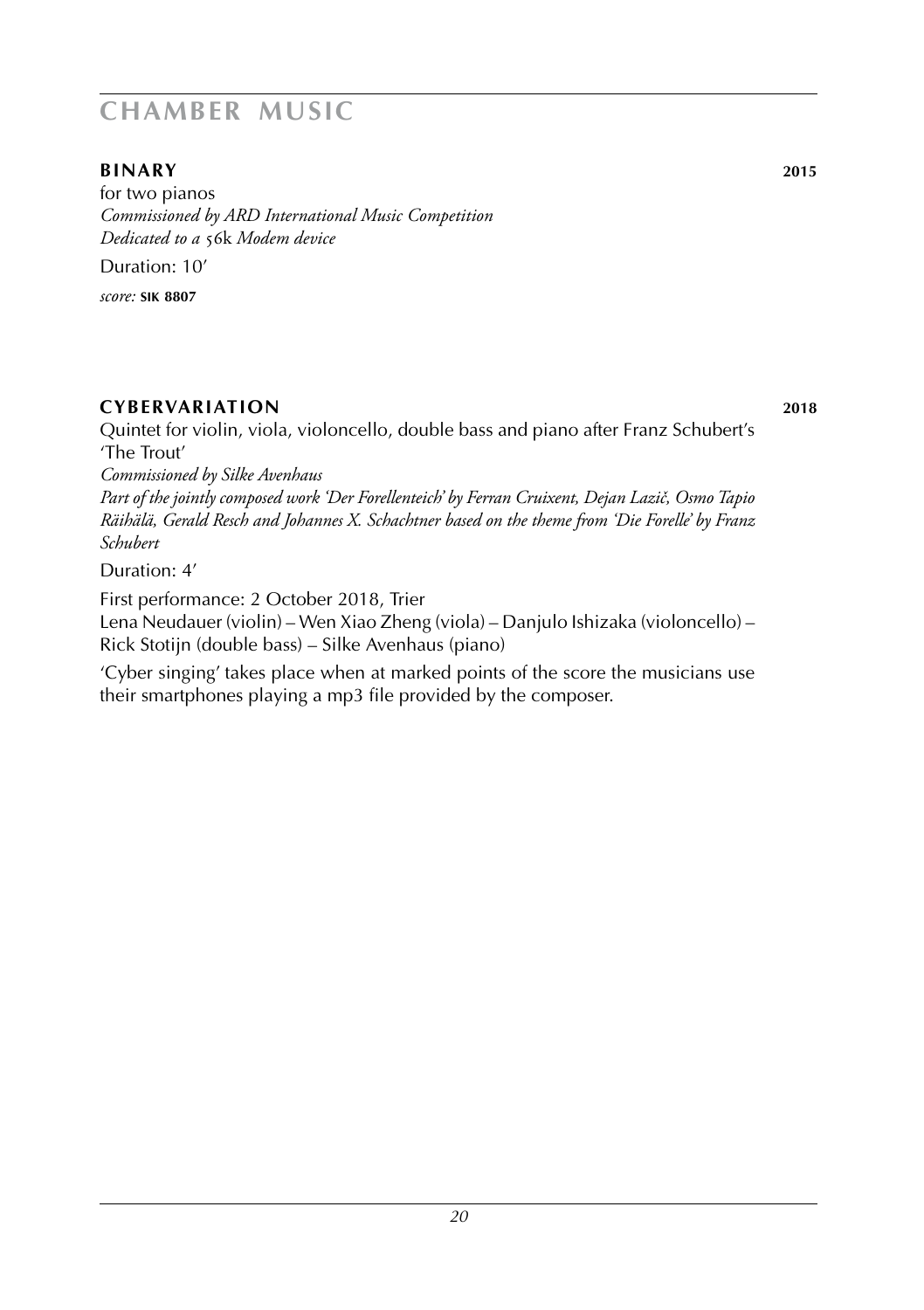# CHAMBER MUSIC

## BINARY 2015

for two pianos
*Commissioned by ARD International Music Competition*
*Dedicated to a 56k Modem device*

Duration: 10'

*score:* **SIK 8807**

## CYBERVARIATION 2018

Quintet for violin, viola, violoncello, double bass and piano after Franz Schubert's 'The Trout'
*Commissioned by Silke Avenhaus*
*Part of the jointly composed work 'Der Forellenteich' by Ferran Cruixent, Dejan Lazič, Osmo Tapio Räihälä, Gerald Resch and Johannes X. Schachtner based on the theme from 'Die Forelle' by Franz Schubert*

Duration: 4'

First performance: 2 October 2018, Trier
Lena Neudauer (violin) – Wen Xiao Zheng (viola) – Danjulo Ishizaka (violoncello) – Rick Stotijn (double bass) – Silke Avenhaus (piano)

'Cyber singing' takes place when at marked points of the score the musicians use their smartphones playing a mp3 file provided by the composer.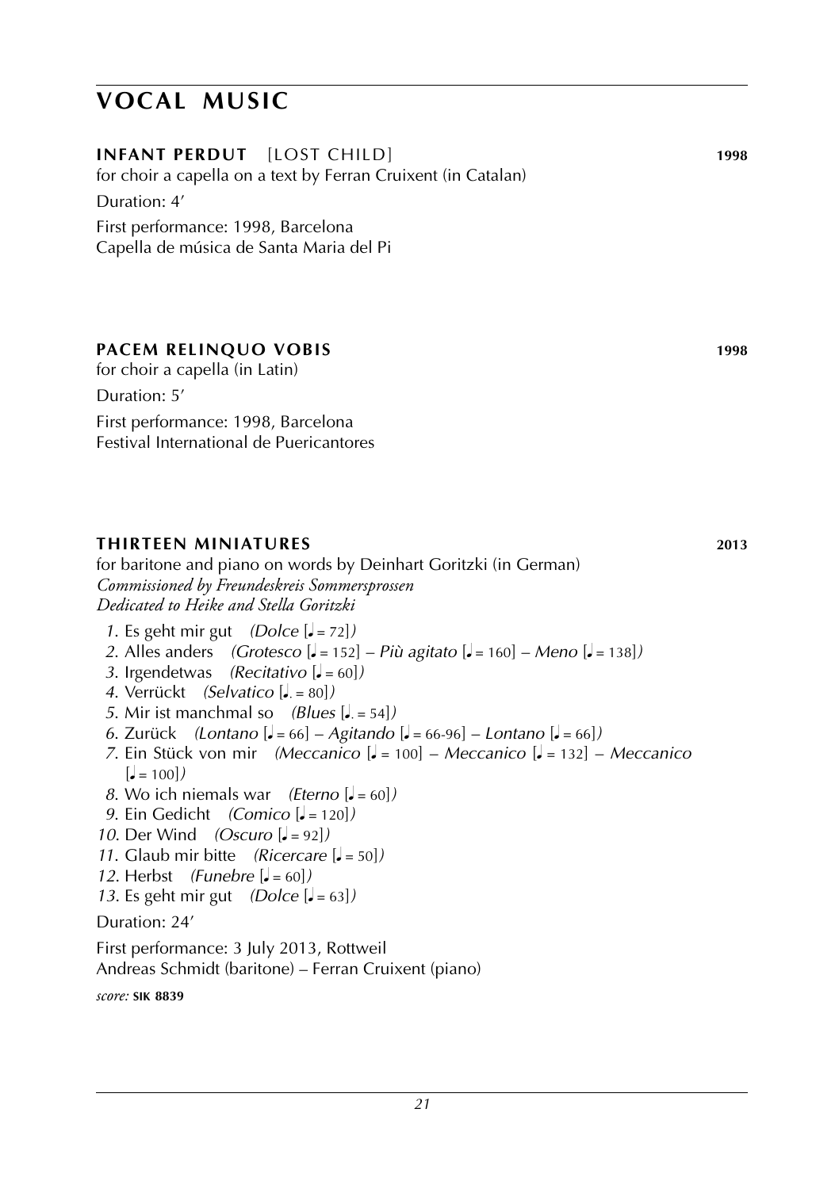# VOCAL MUSIC

**INFANT PERDUT** [LOST CHILD] **1998**

for choir a capella on a text by Ferran Cruixent (in Catalan)

Duration: 4′

First performance: 1998, Barcelona
Capella de música de Santa Maria del Pi

**PACEM RELINQUO VOBIS** **1998**

for choir a capella (in Latin)

Duration: 5′

First performance: 1998, Barcelona
Festival International de Puericantores

**THIRTEEN MINIATURES** **2013**

for baritone and piano on words by Deinhart Goritzki (in German)
*Commissioned by Freundeskreis Sommersprossen*
*Dedicated to Heike and Stella Goritzki*

1. Es geht mir gut *(Dolce* [♩ = 72]*)*
2. Alles anders *(Grotesco* [♩ = 152] – *Più agitato* [♩ = 160] – *Meno* [♩ = 138]*)*
3. Irgendetwas *(Recitativo* [♩ = 60]*)*
4. Verrückt *(Selvatico* [♩. = 80]*)*
5. Mir ist manchmal so *(Blues* [♩. = 54]*)*
6. Zurück *(Lontano* [♩ = 66] – *Agitando* [♩ = 66-96] – *Lontano* [♩ = 66]*)*
7. Ein Stück von mir *(Meccanico* [♩ = 100] – *Meccanico* [♩ = 132] – *Meccanico* [♩ = 100]*)*
8. Wo ich niemals war *(Eterno* [♩ = 60]*)*
9. Ein Gedicht *(Comico* [♩ = 120]*)*
10. Der Wind *(Oscuro* [♩ = 92]*)*
11. Glaub mir bitte *(Ricercare* [♩ = 50]*)*
12. Herbst *(Funebre* [♩ = 60]*)*
13. Es geht mir gut *(Dolce* [♩ = 63]*)*

Duration: 24′

First performance: 3 July 2013, Rottweil
Andreas Schmidt (baritone) – Ferran Cruixent (piano)

*score:* **SIK 8839**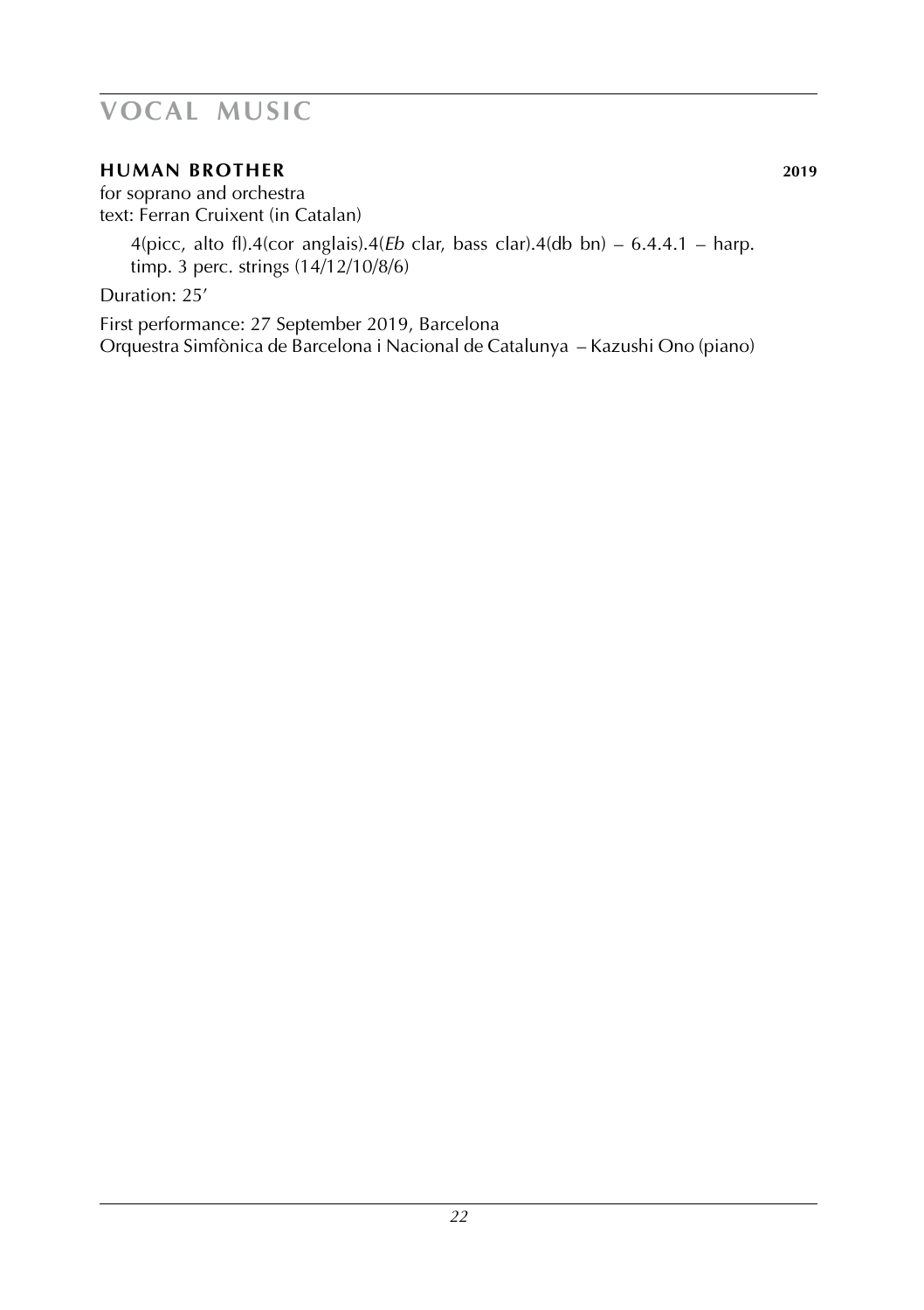# VOCAL MUSIC

### HUMAN BROTHER **2019**

for soprano and orchestra
text: Ferran Cruixent (in Catalan)

4(picc, alto fl).4(cor anglais).4(*Eb* clar, bass clar).4(db bn) – 6.4.4.1 – harp. timp. 3 perc. strings (14/12/10/8/6)

Duration: 25'

First performance: 27 September 2019, Barcelona
Orquestra Simfònica de Barcelona i Nacional de Catalunya – Kazushi Ono (piano)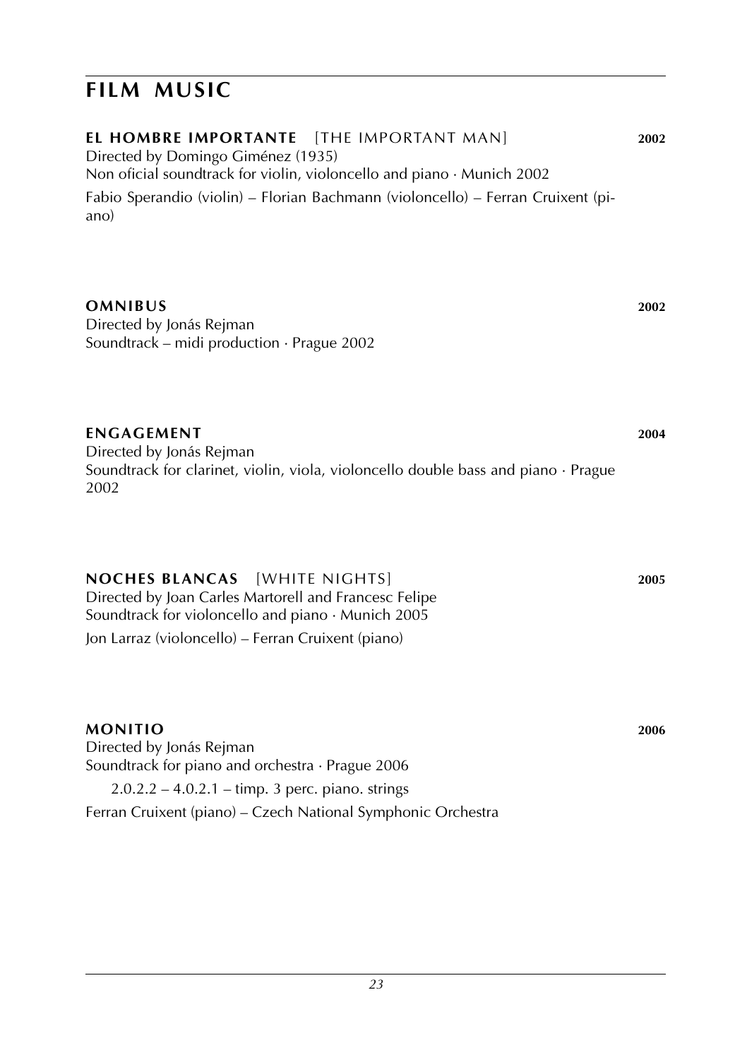# FILM MUSIC

**EL HOMBRE IMPORTANTE** [THE IMPORTANT MAN] **2002**
Directed by Domingo Giménez (1935)
Non oficial soundtrack for violin, violoncello and piano · Munich 2002
Fabio Sperandio (violin) – Florian Bachmann (violoncello) – Ferran Cruixent (piano)

**OMNIBUS** **2002**
Directed by Jonás Rejman
Soundtrack – midi production · Prague 2002

**ENGAGEMENT** **2004**
Directed by Jonás Rejman
Soundtrack for clarinet, violin, viola, violoncello double bass and piano · Prague 2002

**NOCHES BLANCAS** [WHITE NIGHTS] **2005**
Directed by Joan Carles Martorell and Francesc Felipe
Soundtrack for violoncello and piano · Munich 2005
Jon Larraz (violoncello) – Ferran Cruixent (piano)

**MONITIO** **2006**
Directed by Jonás Rejman
Soundtrack for piano and orchestra · Prague 2006
2.0.2.2 – 4.0.2.1 – timp. 3 perc. piano. strings
Ferran Cruixent (piano) – Czech National Symphonic Orchestra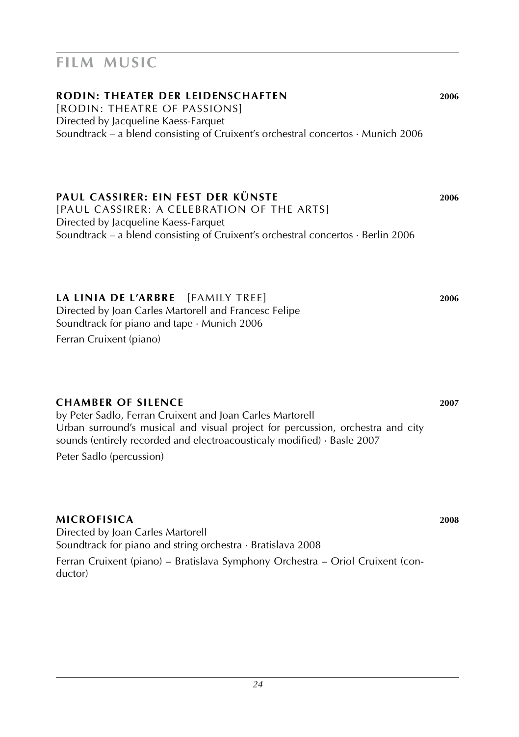# FILM MUSIC

### RODIN: THEATER DER LEIDENSCHAFTEN 2006

[RODIN: THEATRE OF PASSIONS]
Directed by Jacqueline Kaess-Farquet
Soundtrack – a blend consisting of Cruixent's orchestral concertos · Munich 2006

### PAUL CASSIRER: EIN FEST DER KÜNSTE 2006

[PAUL CASSIRER: A CELEBRATION OF THE ARTS]
Directed by Jacqueline Kaess-Farquet
Soundtrack – a blend consisting of Cruixent's orchestral concertos · Berlin 2006

### LA LINIA DE L'ARBRE [FAMILY TREE] 2006

Directed by Joan Carles Martorell and Francesc Felipe
Soundtrack for piano and tape · Munich 2006
Ferran Cruixent (piano)

### CHAMBER OF SILENCE 2007

by Peter Sadlo, Ferran Cruixent and Joan Carles Martorell
Urban surround's musical and visual project for percussion, orchestra and city sounds (entirely recorded and electroacousticaly modified) · Basle 2007
Peter Sadlo (percussion)

### MICROFISICA 2008

Directed by Joan Carles Martorell
Soundtrack for piano and string orchestra · Bratislava 2008
Ferran Cruixent (piano) – Bratislava Symphony Orchestra – Oriol Cruixent (conductor)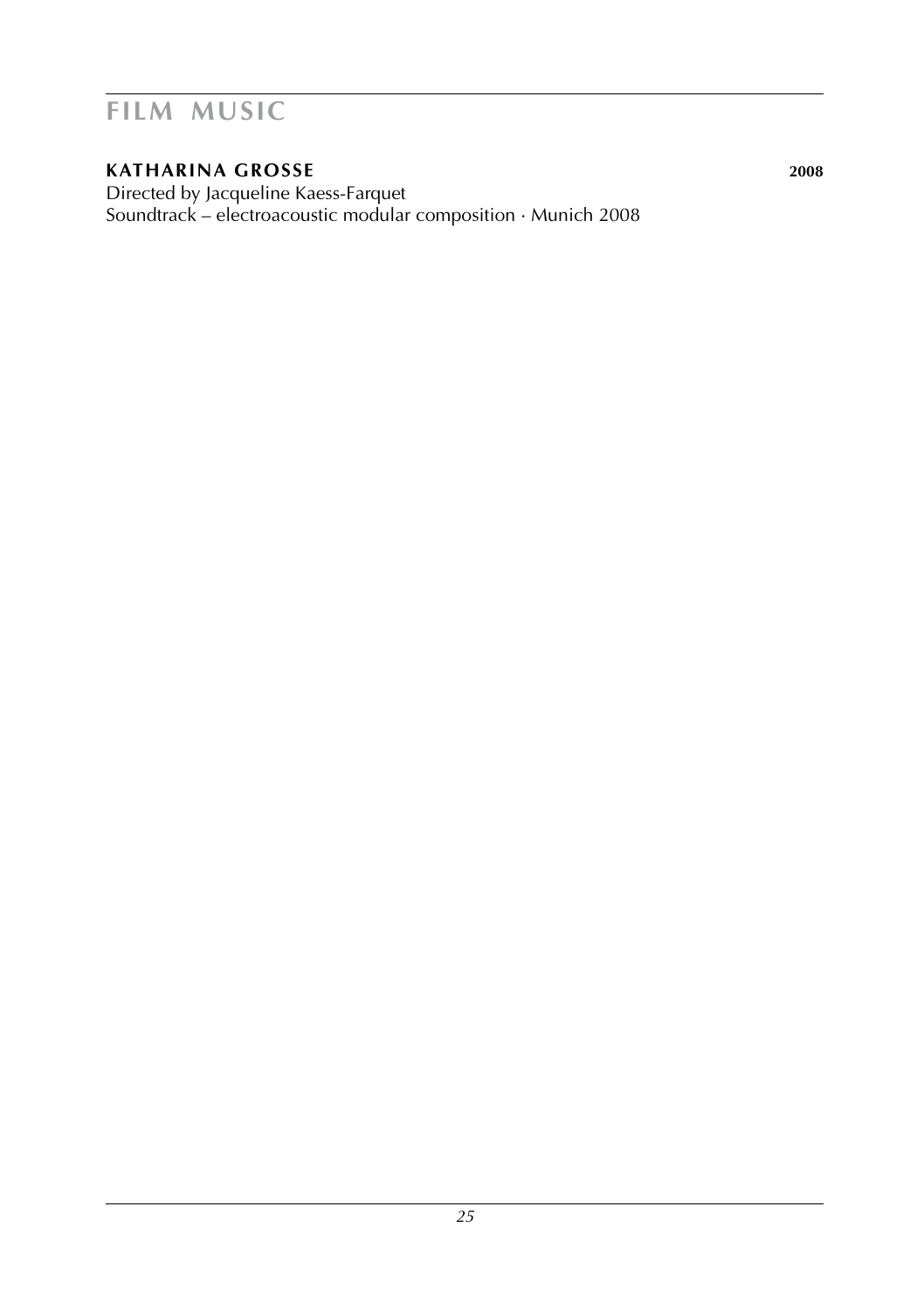# FILM MUSIC

## KATHARINA GROSSE 2008

Directed by Jacqueline Kaess-Farquet
Soundtrack – electroacoustic modular composition · Munich 2008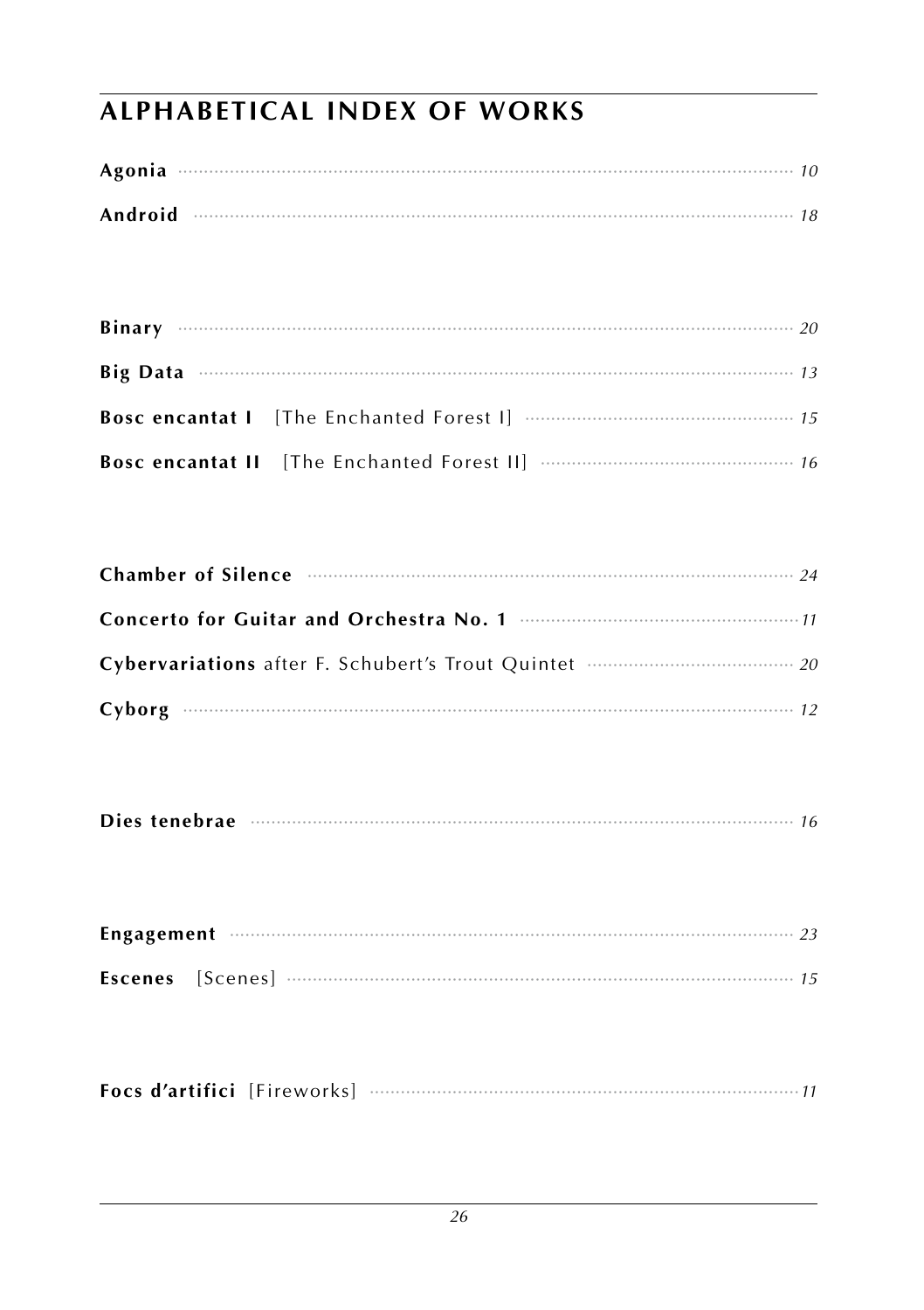## ALPHABETICAL INDEX OF WORKS

**Agonia** ........ *10*

**Android** ........ *18*

**Binary** ........ *20*

**Big Data** ........ *13*

**Bosc encantat I** [The Enchanted Forest I] ........ *15*

**Bosc encantat II** [The Enchanted Forest II] ........ *16*

**Chamber of Silence** ........ *24*

**Concerto for Guitar and Orchestra No. 1** ........ *11*

**Cybervariations** after F. Schubert's Trout Quintet ........ *20*

**Cyborg** ........ *12*

**Dies tenebrae** ........ *16*

**Engagement** ........ *23*

**Escenes** [Scenes] ........ *15*

**Focs d'artifici** [Fireworks] ........ *11*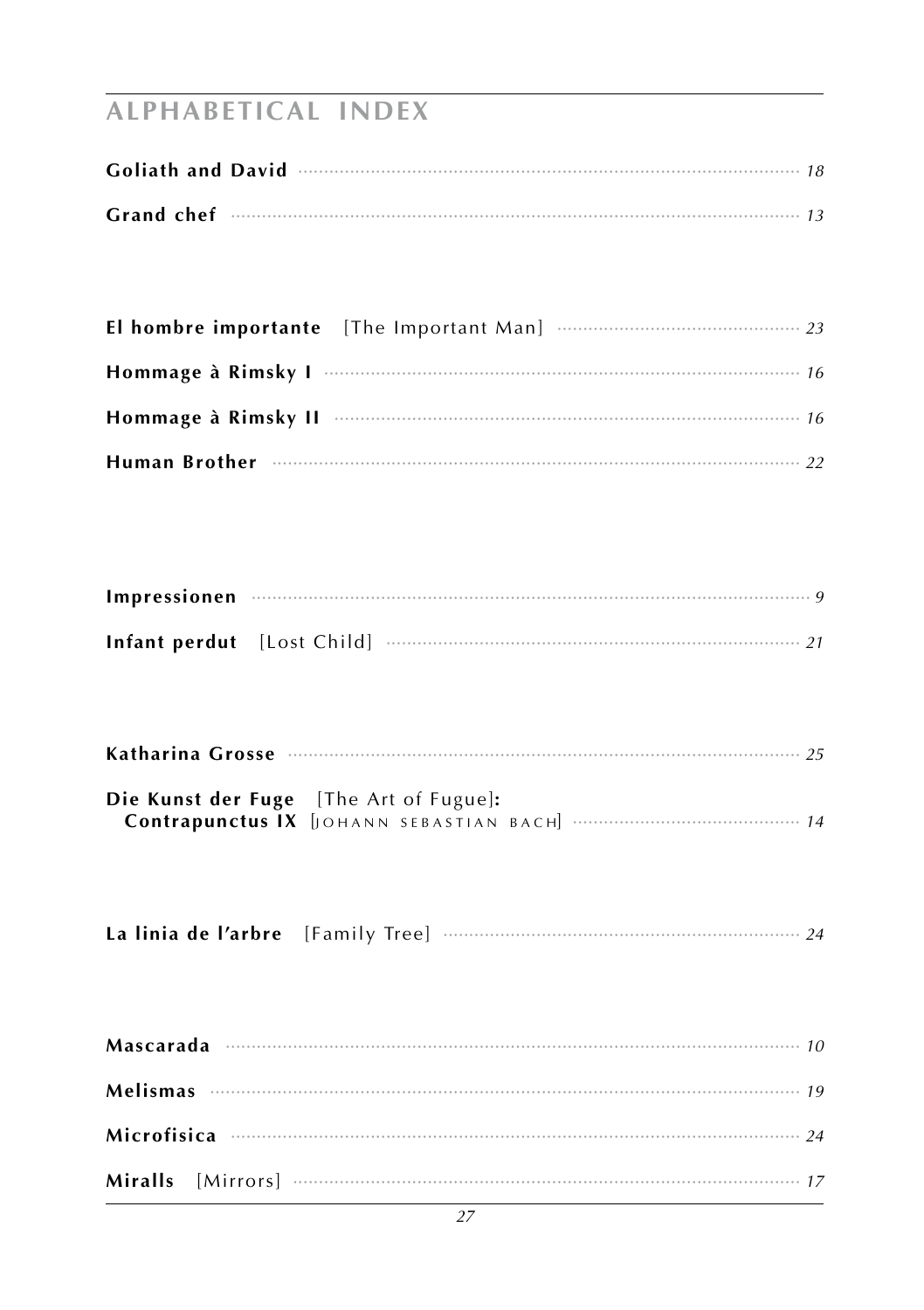## ALPHABETICAL INDEX

**Goliath and David** ........ *18*

**Grand chef** ........ *13*

**El hombre importante** [The Important Man] ........ *23*

**Hommage à Rimsky I** ........ *16*

**Hommage à Rimsky II** ........ *16*

**Human Brother** ........ *22*

**Impressionen** ........ *9*

**Infant perdut** [Lost Child] ........ *21*

**Katharina Grosse** ........ *25*

**Die Kunst der Fuge** [The Art of Fugue]**:**
**Contrapunctus IX** [JOHANN SEBASTIAN BACH] ........ *14*

**La linia de l'arbre** [Family Tree] ........ *24*

**Mascarada** ........ *10*

**Melismas** ........ *19*

**Microfisica** ........ *24*

**Miralls** [Mirrors] ........ *17*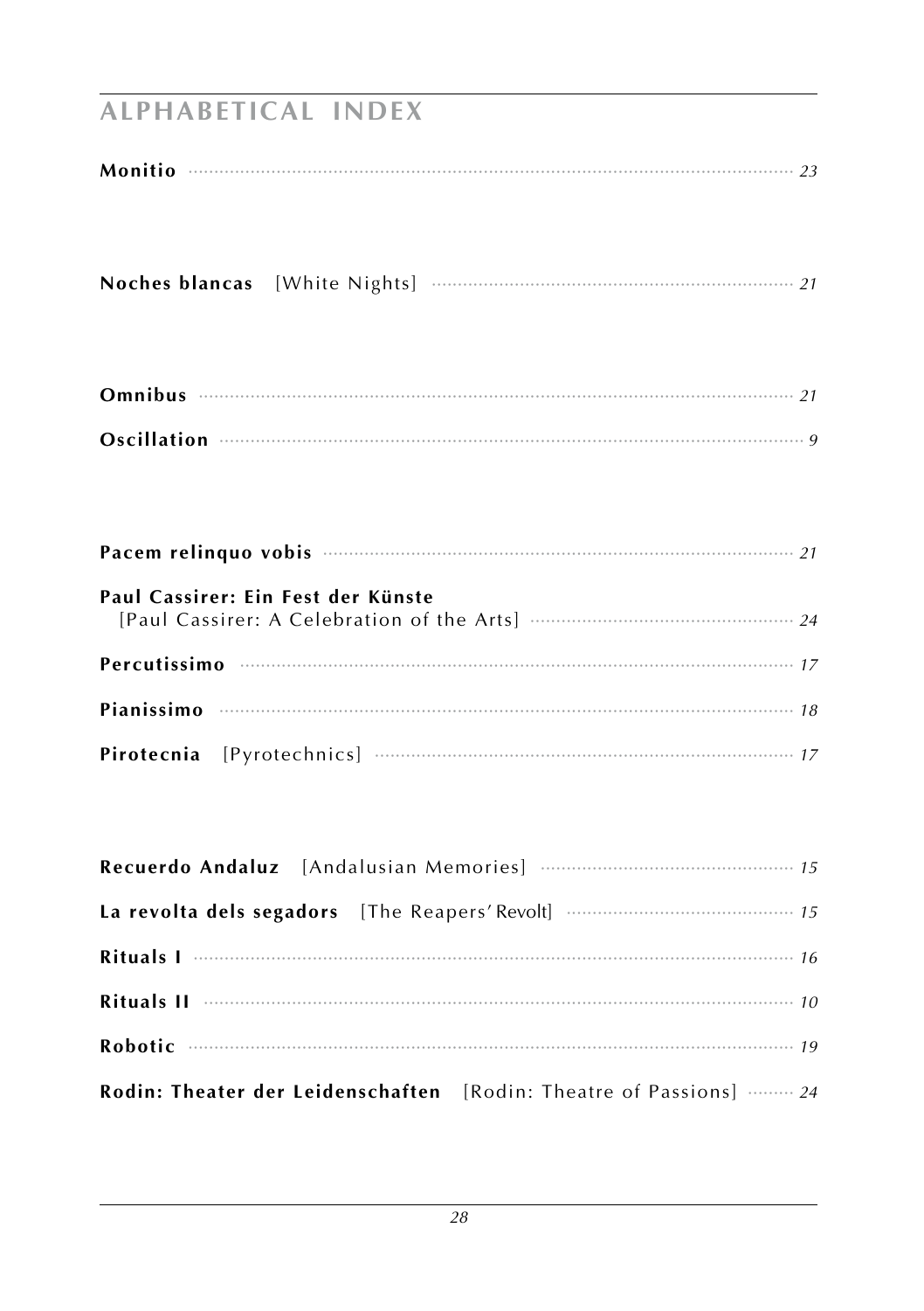## ALPHABETICAL INDEX

**Monitio** ........ *23*

**Noches blancas** [White Nights] ........ *21*

**Omnibus** ........ *21*

**Oscillation** ........ *9*

**Pacem relinquo vobis** ........ *21*

**Paul Cassirer: Ein Fest der Künste**
[Paul Cassirer: A Celebration of the Arts] ........ *24*

**Percutissimo** ........ *17*

**Pianissimo** ........ *18*

**Pirotecnia** [Pyrotechnics] ........ *17*

**Recuerdo Andaluz** [Andalusian Memories] ........ *15*

**La revolta dels segadors** [The Reapers' Revolt] ........ *15*

**Rituals I** ........ *16*

**Rituals II** ........ *10*

**Robotic** ........ *19*

**Rodin: Theater der Leidenschaften** [Rodin: Theatre of Passions] ........ *24*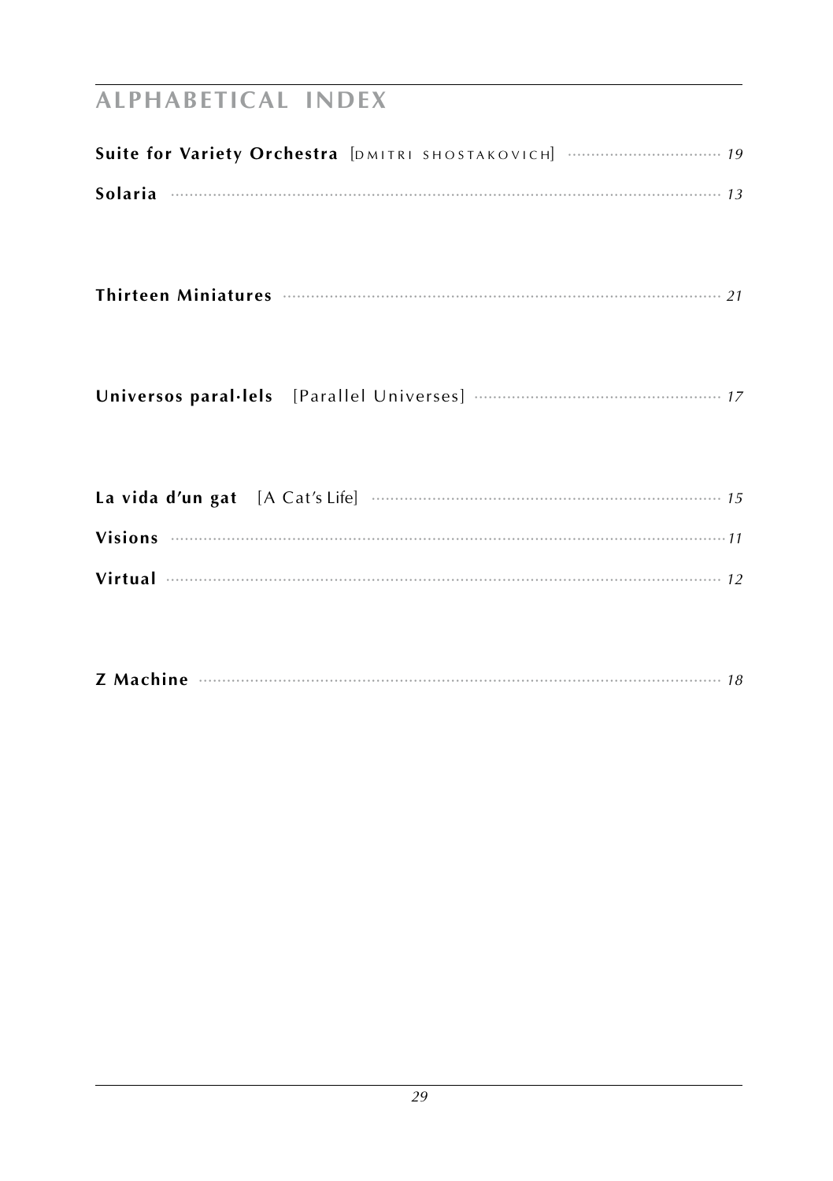## ALPHABETICAL INDEX

**Suite for Variety Orchestra** [DMITRI SHOSTAKOVICH] ............ *19*

**Solaria** ............ *13*

**Thirteen Miniatures** ............ *21*

**Universos paral·lels** [Parallel Universes] ............ *17*

**La vida d'un gat** [A Cat's Life] ............ *15*

**Visions** ............ *11*

**Virtual** ............ *12*

**Z Machine** ............ *18*